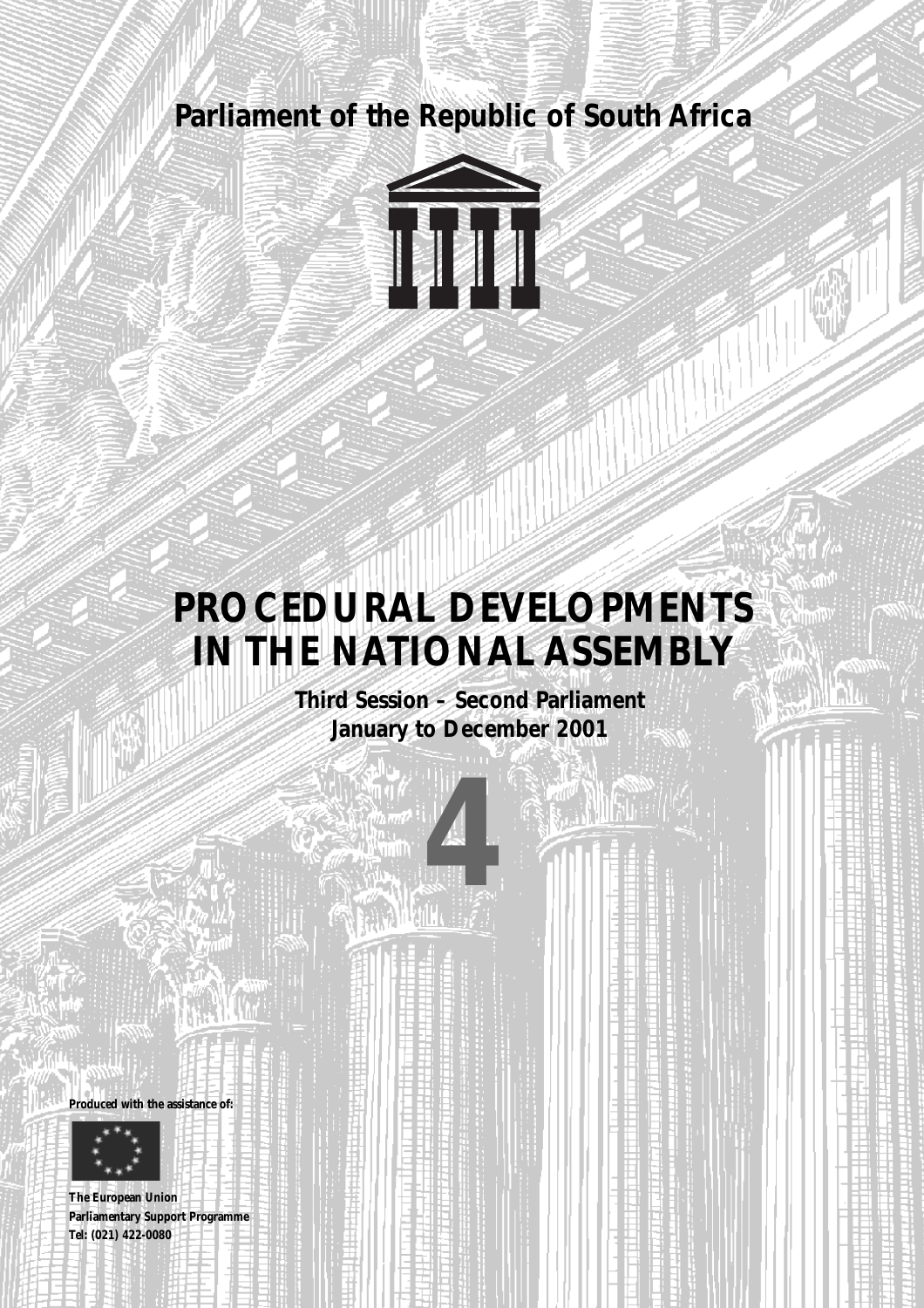**Parliament of the Republic of South Africa**

# PROCEDURAL DEVELOPMENTS IN THE NATIONAL ASSEMBLY

**Third Session – Second Parliament**
**January to December 2001**

# 4

**Produced with the assistance of:**

**The European Union**
**Parliamentary Support Programme**
**Tel: (021) 422-0080**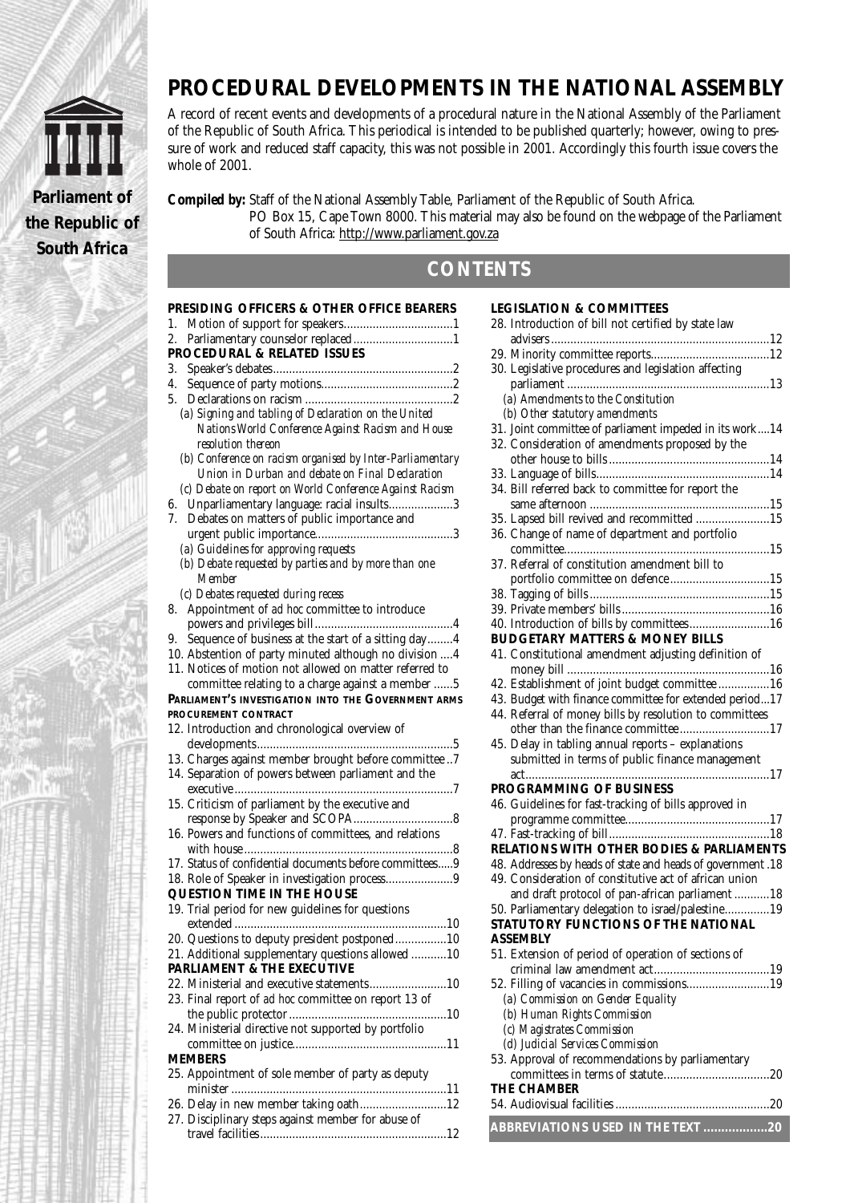**Parliament of the Republic of South Africa**

# PROCEDURAL DEVELOPMENTS IN THE NATIONAL ASSEMBLY

A record of recent events and developments of a procedural nature in the National Assembly of the Parliament of the Republic of South Africa. This periodical is intended to be published quarterly; however, owing to pressure of work and reduced staff capacity, this was not possible in 2001. Accordingly this fourth issue covers the whole of 2001.

**Compiled by:** Staff of the National Assembly Table, Parliament of the Republic of South Africa.
PO Box 15, Cape Town 8000. This material may also be found on the webpage of the Parliament of South Africa: http://www.parliament.gov.za

## CONTENTS

**PRESIDING OFFICERS & OTHER OFFICE BEARERS**

1. Motion of support for speakers....1
2. Parliamentary counselor replaced....1

**PROCEDURAL & RELATED ISSUES**

3. Speaker's debates....2
4. Sequence of party motions....2
5. Declarations on racism....2
   - *(a) Signing and tabling of Declaration on the United Nations World Conference Against Racism and House resolution thereon*
   - *(b) Conference on racism organised by Inter-Parliamentary Union in Durban and debate on Final Declaration*
   - *(c) Debate on report on World Conference Against Racism*
6. Unparliamentary language: racial insults....3
7. Debates on matters of public importance and urgent public importance....3
   - *(a) Guidelines for approving requests*
   - *(b) Debate requested by parties and by more than one Member*
   - *(c) Debates requested during recess*
8. Appointment of *ad hoc* committee to introduce powers and privileges bill....4
9. Sequence of business at the start of a sitting day....4
10. Abstention of party minuted although no division....4
11. Notices of motion not allowed on matter referred to committee relating to a charge against a member....5

**PARLIAMENT'S INVESTIGATION INTO THE GOVERNMENT ARMS PROCUREMENT CONTRACT**

12. Introduction and chronological overview of developments....5
13. Charges against member brought before committee..7
14. Separation of powers between parliament and the executive....7
15. Criticism of parliament by the executive and response by Speaker and SCOPA....8
16. Powers and functions of committees, and relations with house....8
17. Status of confidential documents before committees....9
18. Role of Speaker in investigation process....9

**QUESTION TIME IN THE HOUSE**

19. Trial period for new guidelines for questions extended....10
20. Questions to deputy president postponed....10
21. Additional supplementary questions allowed....10

**PARLIAMENT & THE EXECUTIVE**

22. Ministerial and executive statements....10
23. Final report of *ad hoc* committee on report 13 of the public protector....10
24. Ministerial directive not supported by portfolio committee on justice....11

**MEMBERS**

25. Appointment of sole member of party as deputy minister....11
26. Delay in new member taking oath....12
27. Disciplinary steps against member for abuse of travel facilities....12

**LEGISLATION & COMMITTEES**

28. Introduction of bill not certified by state law advisers....12
29. Minority committee reports....12
30. Legislative procedures and legislation affecting parliament....13
   - *(a) Amendments to the Constitution*
   - *(b) Other statutory amendments*
31. Joint committee of parliament impeded in its work....14
32. Consideration of amendments proposed by the other house to bills....14
33. Language of bills....14
34. Bill referred back to committee for report the same afternoon....15
35. Lapsed bill revived and recommitted....15
36. Change of name of department and portfolio committee....15
37. Referral of constitution amendment bill to portfolio committee on defence....15
38. Tagging of bills....15
39. Private members' bills....16
40. Introduction of bills by committees....16

**BUDGETARY MATTERS & MONEY BILLS**

41. Constitutional amendment adjusting definition of money bill....16
42. Establishment of joint budget committee....16
43. Budget with finance committee for extended period...17
44. Referral of money bills by resolution to committees other than the finance committee....17
45. Delay in tabling annual reports – explanations submitted in terms of public finance management act....17

**PROGRAMMING OF BUSINESS**

46. Guidelines for fast-tracking of bills approved in programme committee....17
47. Fast-tracking of bill....18

**RELATIONS WITH OTHER BODIES & PARLIAMENTS**

48. Addresses by heads of state and heads of government .18
49. Consideration of constitutive act of african union and draft protocol of pan-african parliament....18
50. Parliamentary delegation to israel/palestine....19

**STATUTORY FUNCTIONS OF THE NATIONAL ASSEMBLY**

51. Extension of period of operation of sections of criminal law amendment act....19
52. Filling of vacancies in commissions....19
   - *(a) Commission on Gender Equality*
   - *(b) Human Rights Commission*
   - *(c) Magistrates Commission*
   - *(d) Judicial Services Commission*
53. Approval of recommendations by parliamentary committees in terms of statute....20

**THE CHAMBER**

54. Audiovisual facilities....20

**ABBREVIATIONS USED IN THE TEXT....20**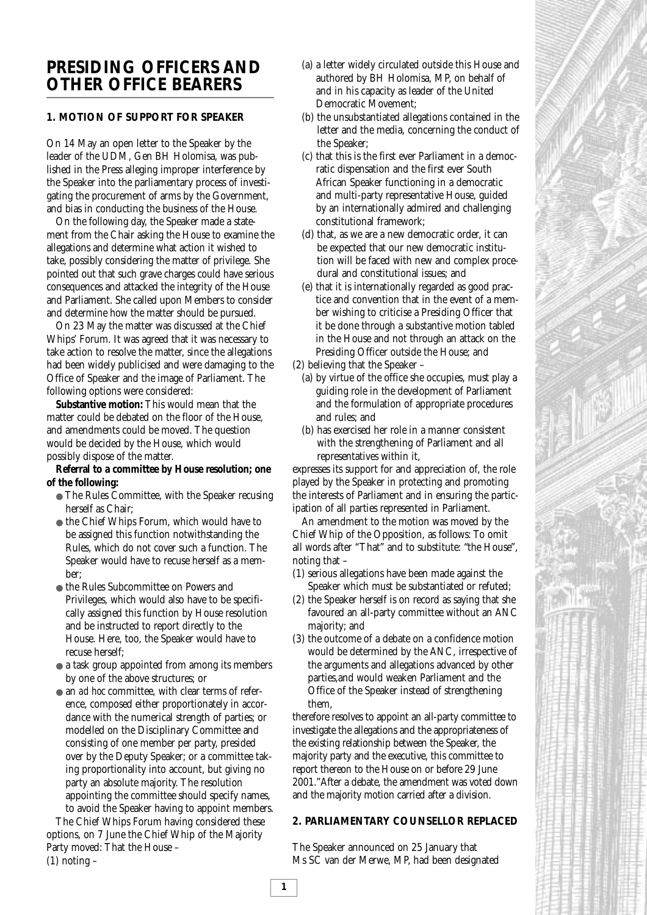# PRESIDING OFFICERS AND OTHER OFFICE BEARERS

## 1. MOTION OF SUPPORT FOR SPEAKER

On 14 May an open letter to the Speaker by the leader of the UDM, Gen BH Holomisa, was published in the Press alleging improper interference by the Speaker into the parliamentary process of investigating the procurement of arms by the Government, and bias in conducting the business of the House.

On the following day, the Speaker made a statement from the Chair asking the House to examine the allegations and determine what action it wished to take, possibly considering the matter of privilege. She pointed out that such grave charges could have serious consequences and attacked the integrity of the House and Parliament. She called upon Members to consider and determine how the matter should be pursued.

On 23 May the matter was discussed at the Chief Whips' Forum. It was agreed that it was necessary to take action to resolve the matter, since the allegations had been widely publicised and were damaging to the Office of Speaker and the image of Parliament. The following options were considered:

**Substantive motion:** This would mean that the matter could be debated on the floor of the House, and amendments could be moved. The question would be decided by the House, which would possibly dispose of the matter.

**Referral to a committee by House resolution; one of the following:**

- The Rules Committee, with the Speaker recusing herself as Chair;
- the Chief Whips Forum, which would have to be assigned this function notwithstanding the Rules, which do not cover such a function. The Speaker would have to recuse herself as a member;
- the Rules Subcommittee on Powers and Privileges, which would also have to be specifically assigned this function by House resolution and be instructed to report directly to the House. Here, too, the Speaker would have to recuse herself;
- a task group appointed from among its members by one of the above structures; or
- an *ad hoc* committee, with clear terms of reference, composed either proportionately in accordance with the numerical strength of parties; or modelled on the Disciplinary Committee and consisting of one member per party, presided over by the Deputy Speaker; or a committee taking proportionality into account, but giving no party an absolute majority. The resolution appointing the committee should specify names, to avoid the Speaker having to appoint members.

The Chief Whips Forum having considered these options, on 7 June the Chief Whip of the Majority Party moved: That the House –

(1) noting –

(a) a letter widely circulated outside this House and authored by BH Holomisa, MP, on behalf of and in his capacity as leader of the United Democratic Movement;

(b) the unsubstantiated allegations contained in the letter and the media, concerning the conduct of the Speaker;

(c) that this is the first ever Parliament in a democratic dispensation and the first ever South African Speaker functioning in a democratic and multi-party representative House, guided by an internationally admired and challenging constitutional framework;

(d) that, as we are a new democratic order, it can be expected that our new democratic institution will be faced with new and complex procedural and constitutional issues; and

(e) that it is internationally regarded as good practice and convention that in the event of a member wishing to criticise a Presiding Officer that it be done through a substantive motion tabled in the House and not through an attack on the Presiding Officer outside the House; and

(2) believing that the Speaker –

(a) by virtue of the office she occupies, must play a guiding role in the development of Parliament and the formulation of appropriate procedures and rules; and

(b) has exercised her role in a manner consistent with the strengthening of Parliament and all representatives within it,

expresses its support for and appreciation of, the role played by the Speaker in protecting and promoting the interests of Parliament and in ensuring the participation of all parties represented in Parliament.

An amendment to the motion was moved by the Chief Whip of the Opposition, as follows: To omit all words after "That" and to substitute: "the House", noting that –

(1) serious allegations have been made against the Speaker which must be substantiated or refuted;

(2) the Speaker herself is on record as saying that she favoured an all-party committee without an ANC majority; and

(3) the outcome of a debate on a confidence motion would be determined by the ANC, irrespective of the arguments and allegations advanced by other parties,and would weaken Parliament and the Office of the Speaker instead of strengthening them,

therefore resolves to appoint an all-party committee to investigate the allegations and the appropriateness of the existing relationship between the Speaker, the majority party and the executive, this committee to report thereon to the House on or before 29 June 2001."After a debate, the amendment was voted down and the majority motion carried after a division.

## 2. PARLIAMENTARY COUNSELLOR REPLACED

The Speaker announced on 25 January that Ms SC van der Merwe, MP, had been designated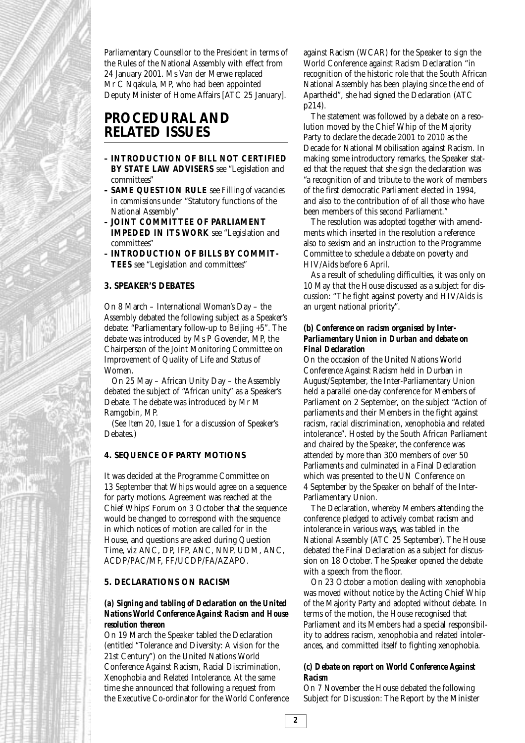Parliamentary Counsellor to the President in terms of the Rules of the National Assembly with effect from 24 January 2001. Ms Van der Merwe replaced Mr C Nqakula, MP, who had been appointed Deputy Minister of Home Affairs [ATC 25 January].

# PROCEDURAL AND RELATED ISSUES

- **INTRODUCTION OF BILL NOT CERTIFIED BY STATE LAW ADVISERS** see "Legislation and committees"
- **SAME QUESTION RULE** see *Filling of vacancies in commissions* under "Statutory functions of the National Assembly"
- **JOINT COMMITTEE OF PARLIAMENT IMPEDED IN ITS WORK** see "Legislation and committees"
- **INTRODUCTION OF BILLS BY COMMITTEES** see "Legislation and committees"

## 3. SPEAKER'S DEBATES

On 8 March – International Woman's Day – the Assembly debated the following subject as a Speaker's debate: "Parliamentary follow-up to Beijing +5". The debate was introduced by Ms P Govender, MP, the Chairperson of the Joint Monitoring Committee on Improvement of Quality of Life and Status of Women.

On 25 May – African Unity Day – the Assembly debated the subject of "African unity" as a Speaker's Debate. The debate was introduced by Mr M Ramgobin, MP.

(See *Item 20, Issue 1* for a discussion of Speaker's Debates.)

## 4. SEQUENCE OF PARTY MOTIONS

It was decided at the Programme Committee on 13 September that Whips would agree on a sequence for party motions. Agreement was reached at the Chief Whips' Forum on 3 October that the sequence would be changed to correspond with the sequence in which notices of motion are called for in the House, and questions are asked during Question Time, *viz* ANC, DP, IFP, ANC, NNP, UDM, ANC, ACDP/PAC/MF, FF/UCDP/FA/AZAPO.

## 5. DECLARATIONS ON RACISM

### *(a) Signing and tabling of Declaration on the United Nations World Conference Against Racism and House resolution thereon*

On 19 March the Speaker tabled the Declaration (entitled "Tolerance and Diversity: A vision for the 21st Century") on the United Nations World Conference Against Racism, Racial Discrimination, Xenophobia and Related Intolerance. At the same time she announced that following a request from the Executive Co-ordinator for the World Conference against Racism (WCAR) for the Speaker to sign the World Conference against Racism Declaration "in recognition of the historic role that the South African National Assembly has been playing since the end of Apartheid", she had signed the Declaration (ATC p214).

The statement was followed by a debate on a resolution moved by the Chief Whip of the Majority Party to declare the decade 2001 to 2010 as the Decade for National Mobilisation against Racism. In making some introductory remarks, the Speaker stated that the request that she sign the declaration was "a recognition of and tribute to the work of members of the first democratic Parliament elected in 1994, and also to the contribution of of all those who have been members of this second Parliament."

The resolution was adopted together with amendments which inserted in the resolution a reference also to sexism and an instruction to the Programme Committee to schedule a debate on poverty and HIV/Aids before 6 April.

As a result of scheduling difficulties, it was only on 10 May that the House discussed as a subject for discussion: "The fight against poverty and HIV/Aids is an urgent national priority".

### *(b) Conference on racism organised by Inter-Parliamentary Union in Durban and debate on Final Declaration*

On the occasion of the United Nations World Conference Against Racism held in Durban in August/September, the Inter-Parliamentary Union held a parallel one-day conference for Members of Parliament on 2 September, on the subject "Action of parliaments and their Members in the fight against racism, racial discrimination, xenophobia and related intolerance". Hosted by the South African Parliament and chaired by the Speaker, the conference was attended by more than 300 members of over 50 Parliaments and culminated in a Final Declaration which was presented to the UN Conference on 4 September by the Speaker on behalf of the Inter-Parliamentary Union.

The Declaration, whereby Members attending the conference pledged to actively combat racism and intolerance in various ways, was tabled in the National Assembly (ATC 25 September). The House debated the Final Declaration as a subject for discussion on 18 October. The Speaker opened the debate with a speech from the floor.

On 23 October a motion dealing with xenophobia was moved without notice by the Acting Chief Whip of the Majority Party and adopted without debate. In terms of the motion, the House recognised that Parliament and its Members had a special responsibility to address racism, xenophobia and related intolerances, and committed itself to fighting xenophobia.

### *(c) Debate on report on World Conference Against Racism*

On 7 November the House debated the following Subject for Discussion: The Report by the Minister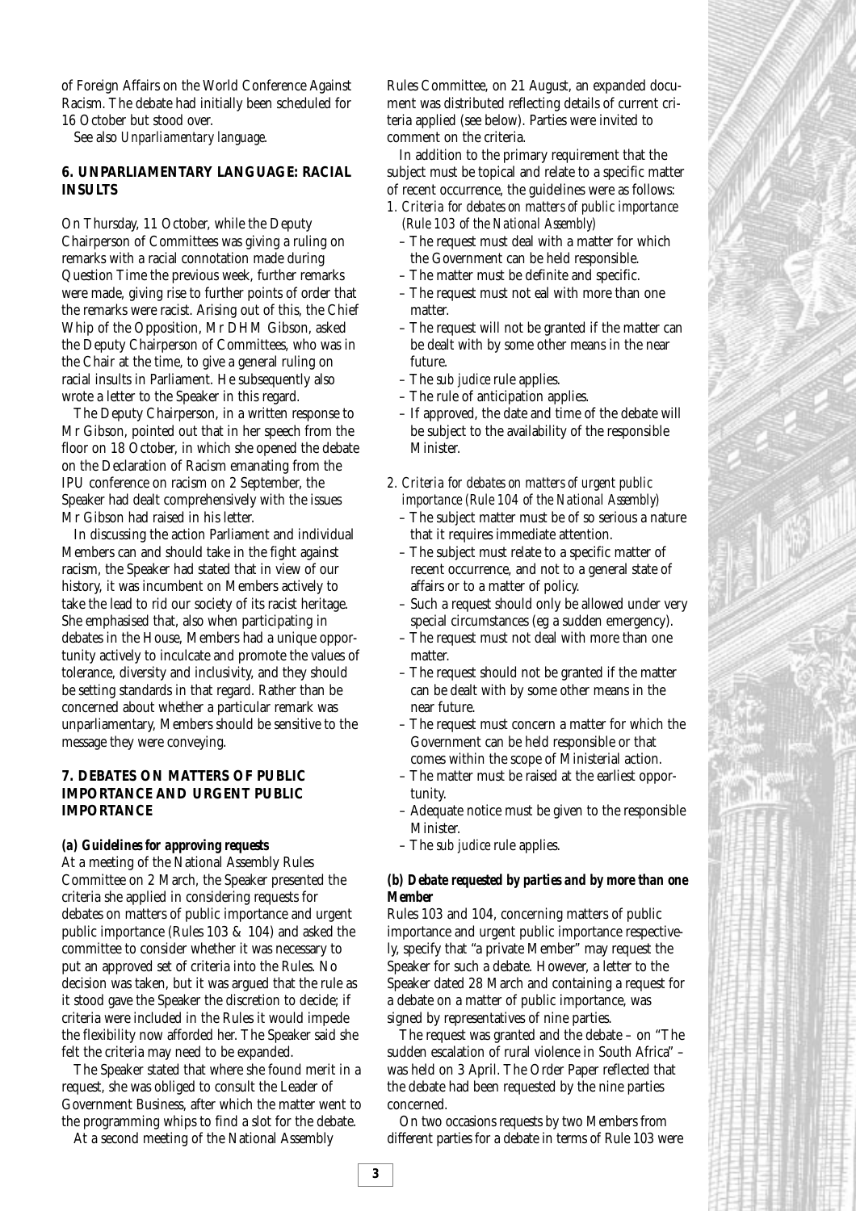of Foreign Affairs on the World Conference Against Racism. The debate had initially been scheduled for 16 October but stood over.

See also *Unparliamentary language*.

### 6. UNPARLIAMENTARY LANGUAGE: RACIAL INSULTS

On Thursday, 11 October, while the Deputy Chairperson of Committees was giving a ruling on remarks with a racial connotation made during Question Time the previous week, further remarks were made, giving rise to further points of order that the remarks were racist. Arising out of this, the Chief Whip of the Opposition, Mr DHM Gibson, asked the Deputy Chairperson of Committees, who was in the Chair at the time, to give a general ruling on racial insults in Parliament. He subsequently also wrote a letter to the Speaker in this regard.

The Deputy Chairperson, in a written response to Mr Gibson, pointed out that in her speech from the floor on 18 October, in which she opened the debate on the Declaration of Racism emanating from the IPU conference on racism on 2 September, the Speaker had dealt comprehensively with the issues Mr Gibson had raised in his letter.

In discussing the action Parliament and individual Members can and should take in the fight against racism, the Speaker had stated that in view of our history, it was incumbent on Members actively to take the lead to rid our society of its racist heritage. She emphasised that, also when participating in debates in the House, Members had a unique opportunity actively to inculcate and promote the values of tolerance, diversity and inclusivity, and they should be setting standards in that regard. Rather than be concerned about whether a particular remark was unparliamentary, Members should be sensitive to the message they were conveying.

### 7. DEBATES ON MATTERS OF PUBLIC IMPORTANCE AND URGENT PUBLIC IMPORTANCE

#### *(a) Guidelines for approving requests*

At a meeting of the National Assembly Rules Committee on 2 March, the Speaker presented the criteria she applied in considering requests for debates on matters of public importance and urgent public importance (Rules 103 & 104) and asked the committee to consider whether it was necessary to put an approved set of criteria into the Rules. No decision was taken, but it was argued that the rule as it stood gave the Speaker the discretion to decide; if criteria were included in the Rules it would impede the flexibility now afforded her. The Speaker said she felt the criteria may need to be expanded.

The Speaker stated that where she found merit in a request, she was obliged to consult the Leader of Government Business, after which the matter went to the programming whips to find a slot for the debate.

At a second meeting of the National Assembly Rules Committee, on 21 August, an expanded document was distributed reflecting details of current criteria applied (see below). Parties were invited to comment on the criteria.

In addition to the primary requirement that the subject must be topical and relate to a specific matter of recent occurrence, the guidelines were as follows:

1. *Criteria for debates on matters of public importance (Rule 103 of the National Assembly)*
   - The request must deal with a matter for which the Government can be held responsible.
   - The matter must be definite and specific.
   - The request must not eal with more than one matter.
   - The request will not be granted if the matter can be dealt with by some other means in the near future.
   - The *sub judice* rule applies.
   - The rule of anticipation applies.
   - If approved, the date and time of the debate will be subject to the availability of the responsible Minister.

2. *Criteria for debates on matters of urgent public importance (Rule 104 of the National Assembly)*
   - The subject matter must be of so serious a nature that it requires immediate attention.
   - The subject must relate to a specific matter of recent occurrence, and not to a general state of affairs or to a matter of policy.
   - Such a request should only be allowed under very special circumstances (eg a sudden emergency).
   - The request must not deal with more than one matter.
   - The request should not be granted if the matter can be dealt with by some other means in the near future.
   - The request must concern a matter for which the Government can be held responsible or that comes within the scope of Ministerial action.
   - The matter must be raised at the earliest opportunity.
   - Adequate notice must be given to the responsible Minister.
   - The *sub judice* rule applies.

#### *(b) Debate requested by parties and by more than one Member*

Rules 103 and 104, concerning matters of public importance and urgent public importance respectively, specify that "a private Member" may request the Speaker for such a debate. However, a letter to the Speaker dated 28 March and containing a request for a debate on a matter of public importance, was signed by representatives of nine parties.

The request was granted and the debate – on "The sudden escalation of rural violence in South Africa" – was held on 3 April. The Order Paper reflected that the debate had been requested by the nine parties concerned.

On two occasions requests by two Members from different parties for a debate in terms of Rule 103 were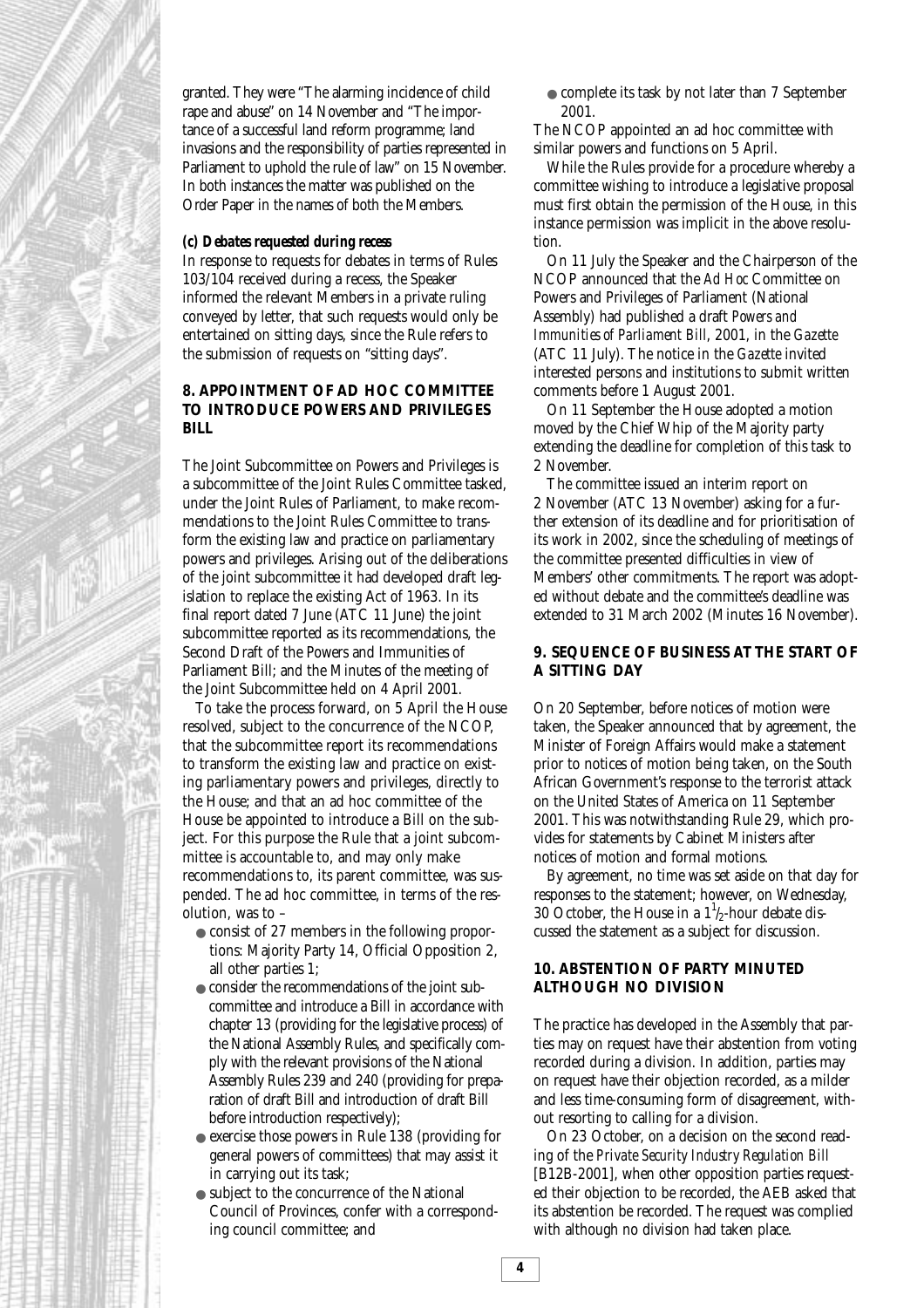granted. They were "The alarming incidence of child rape and abuse" on 14 November and "The importance of a successful land reform programme; land invasions and the responsibility of parties represented in Parliament to uphold the rule of law" on 15 November. In both instances the matter was published on the Order Paper in the names of both the Members.

**(c) Debates requested during recess**

In response to requests for debates in terms of Rules 103/104 received during a recess, the Speaker informed the relevant Members in a private ruling conveyed by letter, that such requests would only be entertained on sitting days, since the Rule refers to the submission of requests on "sitting days".

## 8. APPOINTMENT OF AD HOC COMMITTEE TO INTRODUCE POWERS AND PRIVILEGES BILL

The Joint Subcommittee on Powers and Privileges is a subcommittee of the Joint Rules Committee tasked, under the Joint Rules of Parliament, to make recommendations to the Joint Rules Committee to transform the existing law and practice on parliamentary powers and privileges. Arising out of the deliberations of the joint subcommittee it had developed draft legislation to replace the existing Act of 1963. In its final report dated 7 June (ATC 11 June) the joint subcommittee reported as its recommendations, the Second Draft of the Powers and Immunities of Parliament Bill; and the Minutes of the meeting of the Joint Subcommittee held on 4 April 2001.

To take the process forward, on 5 April the House resolved, subject to the concurrence of the NCOP, that the subcommittee report its recommendations to transform the existing law and practice on existing parliamentary powers and privileges, directly to the House; and that an ad hoc committee of the House be appointed to introduce a Bill on the subject. For this purpose the Rule that a joint subcommittee is accountable to, and may only make recommendations to, its parent committee, was suspended. The ad hoc committee, in terms of the resolution, was to –

- consist of 27 members in the following proportions: Majority Party 14, Official Opposition 2, all other parties 1;
- consider the recommendations of the joint subcommittee and introduce a Bill in accordance with chapter 13 (providing for the legislative process) of the National Assembly Rules, and specifically comply with the relevant provisions of the National Assembly Rules 239 and 240 (providing for preparation of draft Bill and introduction of draft Bill before introduction respectively);
- exercise those powers in Rule 138 (providing for general powers of committees) that may assist it in carrying out its task;
- subject to the concurrence of the National Council of Provinces, confer with a corresponding council committee; and
- complete its task by not later than 7 September 2001.

The NCOP appointed an ad hoc committee with similar powers and functions on 5 April.

While the Rules provide for a procedure whereby a committee wishing to introduce a legislative proposal must first obtain the permission of the House, in this instance permission was implicit in the above resolution.

On 11 July the Speaker and the Chairperson of the NCOP announced that the *Ad Hoc* Committee on Powers and Privileges of Parliament (National Assembly) had published a draft *Powers and Immunities of Parliament Bill*, 2001, in the *Gazette* (ATC 11 July). The notice in the *Gazette* invited interested persons and institutions to submit written comments before 1 August 2001.

On 11 September the House adopted a motion moved by the Chief Whip of the Majority party extending the deadline for completion of this task to 2 November.

The committee issued an interim report on 2 November (ATC 13 November) asking for a further extension of its deadline and for prioritisation of its work in 2002, since the scheduling of meetings of the committee presented difficulties in view of Members' other commitments. The report was adopted without debate and the committee's deadline was extended to 31 March 2002 (Minutes 16 November).

## 9. SEQUENCE OF BUSINESS AT THE START OF A SITTING DAY

On 20 September, before notices of motion were taken, the Speaker announced that by agreement, the Minister of Foreign Affairs would make a statement prior to notices of motion being taken, on the South African Government's response to the terrorist attack on the United States of America on 11 September 2001. This was notwithstanding Rule 29, which provides for statements by Cabinet Ministers after notices of motion and formal motions.

By agreement, no time was set aside on that day for responses to the statement; however, on Wednesday, 30 October, the House in a $1\frac{1}{2}$-hour debate discussed the statement as a subject for discussion.

## 10. ABSTENTION OF PARTY MINUTED ALTHOUGH NO DIVISION

The practice has developed in the Assembly that parties may on request have their abstention from voting recorded during a division. In addition, parties may on request have their objection recorded, as a milder and less time-consuming form of disagreement, without resorting to calling for a division.

On 23 October, on a decision on the second reading of the *Private Security Industry Regulation Bill* [B12B-2001], when other opposition parties requested their objection to be recorded, the AEB asked that its abstention be recorded. The request was complied with although no division had taken place.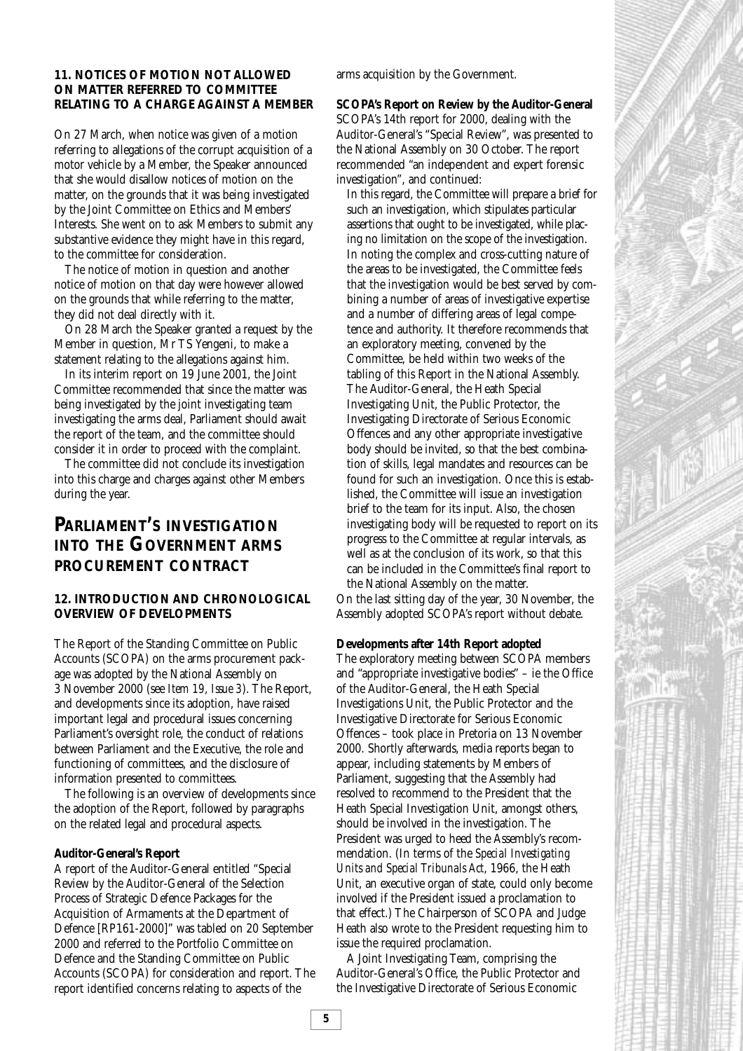### 11. NOTICES OF MOTION NOT ALLOWED ON MATTER REFERRED TO COMMITTEE RELATING TO A CHARGE AGAINST A MEMBER

On 27 March, when notice was given of a motion referring to allegations of the corrupt acquisition of a motor vehicle by a Member, the Speaker announced that she would disallow notices of motion on the matter, on the grounds that it was being investigated by the Joint Committee on Ethics and Members' Interests. She went on to ask Members to submit any substantive evidence they might have in this regard, to the committee for consideration.

The notice of motion in question and another notice of motion on that day were however allowed on the grounds that while referring to the matter, they did not deal directly with it.

On 28 March the Speaker granted a request by the Member in question, Mr TS Yengeni, to make a statement relating to the allegations against him.

In its interim report on 19 June 2001, the Joint Committee recommended that since the matter was being investigated by the joint investigating team investigating the arms deal, Parliament should await the report of the team, and the committee should consider it in order to proceed with the complaint.

The committee did not conclude its investigation into this charge and charges against other Members during the year.

## PARLIAMENT'S INVESTIGATION INTO THE GOVERNMENT ARMS PROCUREMENT CONTRACT

### 12. INTRODUCTION AND CHRONOLOGICAL OVERVIEW OF DEVELOPMENTS

The Report of the Standing Committee on Public Accounts (SCOPA) on the arms procurement package was adopted by the National Assembly on 3 November 2000 (see *Item 19, Issue 3*). The Report, and developments since its adoption, have raised important legal and procedural issues concerning Parliament's oversight role, the conduct of relations between Parliament and the Executive, the role and functioning of committees, and the disclosure of information presented to committees.

The following is an overview of developments since the adoption of the Report, followed by paragraphs on the related legal and procedural aspects.

**Auditor-General's Report**

A report of the Auditor-General entitled "Special Review by the Auditor-General of the Selection Process of Strategic Defence Packages for the Acquisition of Armaments at the Department of Defence [RP161-2000]" was tabled on 20 September 2000 and referred to the Portfolio Committee on Defence and the Standing Committee on Public Accounts (SCOPA) for consideration and report. The report identified concerns relating to aspects of the arms acquisition by the Government.

**SCOPA's Report on Review by the Auditor-General**

SCOPA's 14th report for 2000, dealing with the Auditor-General's "Special Review", was presented to the National Assembly on 30 October. The report recommended "an independent and expert forensic investigation", and continued:

> In this regard, the Committee will prepare a brief for such an investigation, which stipulates particular assertions that ought to be investigated, while placing no limitation on the scope of the investigation. In noting the complex and cross-cutting nature of the areas to be investigated, the Committee feels that the investigation would be best served by combining a number of areas of investigative expertise and a number of differing areas of legal competence and authority. It therefore recommends that an exploratory meeting, convened by the Committee, be held within two weeks of the tabling of this Report in the National Assembly. The Auditor-General, the Heath Special Investigating Unit, the Public Protector, the Investigating Directorate of Serious Economic Offences and any other appropriate investigative body should be invited, so that the best combination of skills, legal mandates and resources can be found for such an investigation. Once this is established, the Committee will issue an investigation brief to the team for its input. Also, the chosen investigating body will be requested to report on its progress to the Committee at regular intervals, as well as at the conclusion of its work, so that this can be included in the Committee's final report to the National Assembly on the matter.

On the last sitting day of the year, 30 November, the Assembly adopted SCOPA's report without debate.

**Developments after 14th Report adopted**

The exploratory meeting between SCOPA members and "appropriate investigative bodies" – ie the Office of the Auditor-General, the Heath Special Investigations Unit, the Public Protector and the Investigative Directorate for Serious Economic Offences – took place in Pretoria on 13 November 2000. Shortly afterwards, media reports began to appear, including statements by Members of Parliament, suggesting that the Assembly had resolved to recommend to the President that the Heath Special Investigation Unit, amongst others, should be involved in the investigation. The President was urged to heed the Assembly's recommendation. (In terms of the *Special Investigating Units and Special Tribunals Act*, 1966, the Heath Unit, an executive organ of state, could only become involved if the President issued a proclamation to that effect.) The Chairperson of SCOPA and Judge Heath also wrote to the President requesting him to issue the required proclamation.

A Joint Investigating Team, comprising the Auditor-General's Office, the Public Protector and the Investigative Directorate of Serious Economic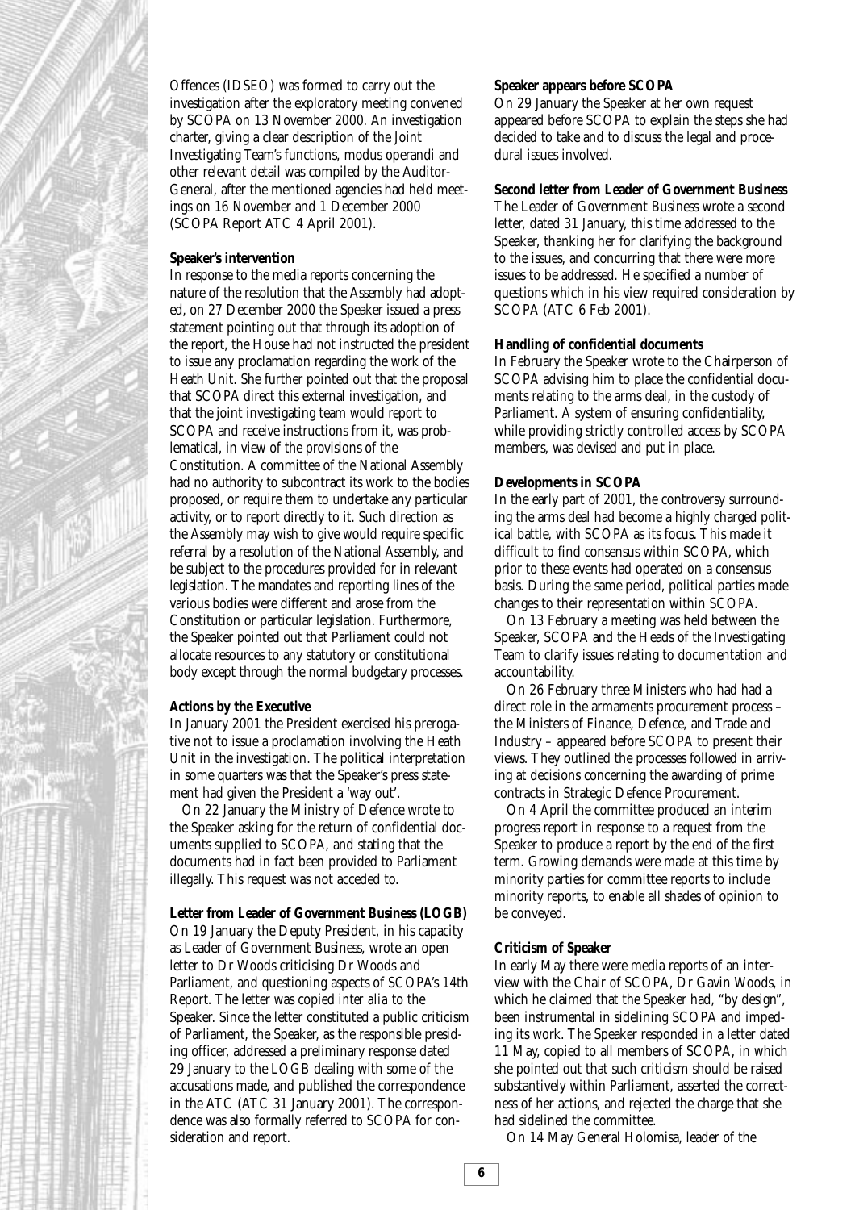Offences (IDSEO) was formed to carry out the investigation after the exploratory meeting convened by SCOPA on 13 November 2000. An investigation charter, giving a clear description of the Joint Investigating Team's functions, modus operandi and other relevant detail was compiled by the Auditor-General, after the mentioned agencies had held meetings on 16 November and 1 December 2000 (SCOPA Report ATC 4 April 2001).

**Speaker's intervention**

In response to the media reports concerning the nature of the resolution that the Assembly had adopted, on 27 December 2000 the Speaker issued a press statement pointing out that through its adoption of the report, the House had not instructed the president to issue any proclamation regarding the work of the Heath Unit. She further pointed out that the proposal that SCOPA direct this external investigation, and that the joint investigating team would report to SCOPA and receive instructions from it, was problematical, in view of the provisions of the Constitution. A committee of the National Assembly had no authority to subcontract its work to the bodies proposed, or require them to undertake any particular activity, or to report directly to it. Such direction as the Assembly may wish to give would require specific referral by a resolution of the National Assembly, and be subject to the procedures provided for in relevant legislation. The mandates and reporting lines of the various bodies were different and arose from the Constitution or particular legislation. Furthermore, the Speaker pointed out that Parliament could not allocate resources to any statutory or constitutional body except through the normal budgetary processes.

**Actions by the Executive**

In January 2001 the President exercised his prerogative not to issue a proclamation involving the Heath Unit in the investigation. The political interpretation in some quarters was that the Speaker's press statement had given the President a 'way out'.

On 22 January the Ministry of Defence wrote to the Speaker asking for the return of confidential documents supplied to SCOPA, and stating that the documents had in fact been provided to Parliament illegally. This request was not acceded to.

**Letter from Leader of Government Business (LOGB)**

On 19 January the Deputy President, in his capacity as Leader of Government Business, wrote an open letter to Dr Woods criticising Dr Woods and Parliament, and questioning aspects of SCOPA's 14th Report. The letter was copied *inter alia* to the Speaker. Since the letter constituted a public criticism of Parliament, the Speaker, as the responsible presiding officer, addressed a preliminary response dated 29 January to the LOGB dealing with some of the accusations made, and published the correspondence in the ATC (ATC 31 January 2001). The correspondence was also formally referred to SCOPA for consideration and report.

**Speaker appears before SCOPA**

On 29 January the Speaker at her own request appeared before SCOPA to explain the steps she had decided to take and to discuss the legal and procedural issues involved.

**Second letter from Leader of Government Business**

The Leader of Government Business wrote a second letter, dated 31 January, this time addressed to the Speaker, thanking her for clarifying the background to the issues, and concurring that there were more issues to be addressed. He specified a number of questions which in his view required consideration by SCOPA (ATC 6 Feb 2001).

**Handling of confidential documents**

In February the Speaker wrote to the Chairperson of SCOPA advising him to place the confidential documents relating to the arms deal, in the custody of Parliament. A system of ensuring confidentiality, while providing strictly controlled access by SCOPA members, was devised and put in place.

**Developments in SCOPA**

In the early part of 2001, the controversy surrounding the arms deal had become a highly charged political battle, with SCOPA as its focus. This made it difficult to find consensus within SCOPA, which prior to these events had operated on a consensus basis. During the same period, political parties made changes to their representation within SCOPA.

On 13 February a meeting was held between the Speaker, SCOPA and the Heads of the Investigating Team to clarify issues relating to documentation and accountability.

On 26 February three Ministers who had had a direct role in the armaments procurement process – the Ministers of Finance, Defence, and Trade and Industry – appeared before SCOPA to present their views. They outlined the processes followed in arriving at decisions concerning the awarding of prime contracts in Strategic Defence Procurement.

On 4 April the committee produced an interim progress report in response to a request from the Speaker to produce a report by the end of the first term. Growing demands were made at this time by minority parties for committee reports to include minority reports, to enable all shades of opinion to be conveyed.

**Criticism of Speaker**

In early May there were media reports of an interview with the Chair of SCOPA, Dr Gavin Woods, in which he claimed that the Speaker had, "by design", been instrumental in sidelining SCOPA and impeding its work. The Speaker responded in a letter dated 11 May, copied to all members of SCOPA, in which she pointed out that such criticism should be raised substantively within Parliament, asserted the correctness of her actions, and rejected the charge that she had sidelined the committee.

On 14 May General Holomisa, leader of the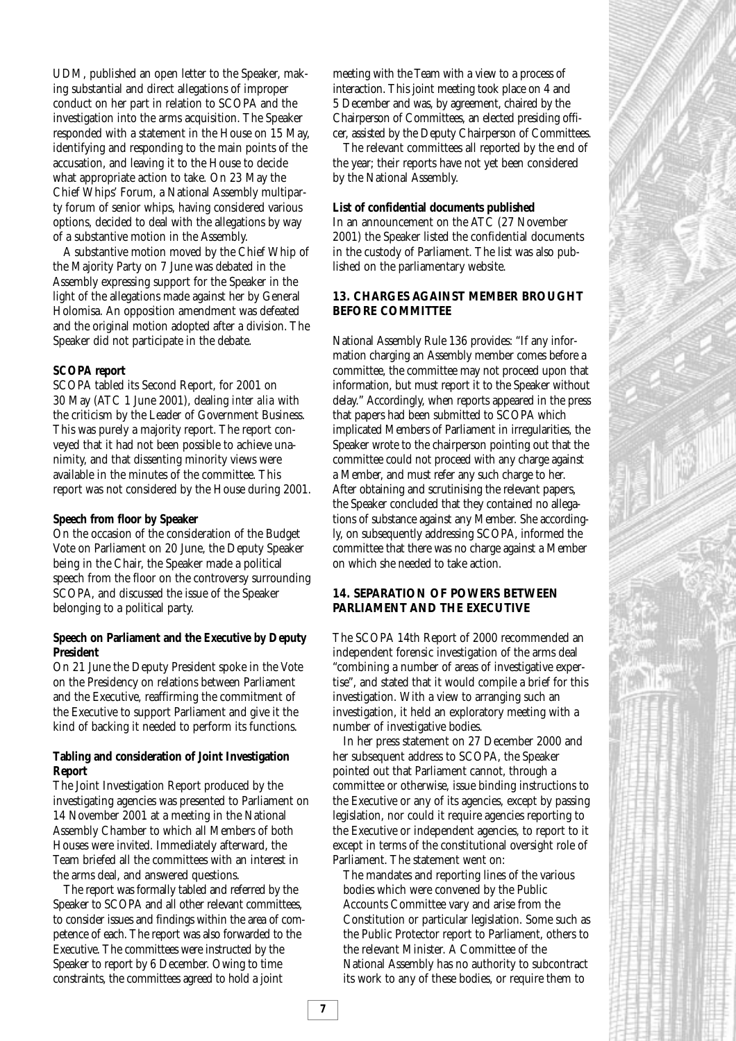UDM, published an open letter to the Speaker, making substantial and direct allegations of improper conduct on her part in relation to SCOPA and the investigation into the arms acquisition. The Speaker responded with a statement in the House on 15 May, identifying and responding to the main points of the accusation, and leaving it to the House to decide what appropriate action to take. On 23 May the Chief Whips' Forum, a National Assembly multiparty forum of senior whips, having considered various options, decided to deal with the allegations by way of a substantive motion in the Assembly.

A substantive motion moved by the Chief Whip of the Majority Party on 7 June was debated in the Assembly expressing support for the Speaker in the light of the allegations made against her by General Holomisa. An opposition amendment was defeated and the original motion adopted after a division. The Speaker did not participate in the debate.

**SCOPA report**

SCOPA tabled its Second Report, for 2001 on 30 May (ATC 1 June 2001), dealing *inter alia* with the criticism by the Leader of Government Business. This was purely a majority report. The report conveyed that it had not been possible to achieve unanimity, and that dissenting minority views were available in the minutes of the committee. This report was not considered by the House during 2001.

**Speech from floor by Speaker**

On the occasion of the consideration of the Budget Vote on Parliament on 20 June, the Deputy Speaker being in the Chair, the Speaker made a political speech from the floor on the controversy surrounding SCOPA, and discussed the issue of the Speaker belonging to a political party.

**Speech on Parliament and the Executive by Deputy President**

On 21 June the Deputy President spoke in the Vote on the Presidency on relations between Parliament and the Executive, reaffirming the commitment of the Executive to support Parliament and give it the kind of backing it needed to perform its functions.

**Tabling and consideration of Joint Investigation Report**

The Joint Investigation Report produced by the investigating agencies was presented to Parliament on 14 November 2001 at a meeting in the National Assembly Chamber to which all Members of both Houses were invited. Immediately afterward, the Team briefed all the committees with an interest in the arms deal, and answered questions.

The report was formally tabled and referred by the Speaker to SCOPA and all other relevant committees, to consider issues and findings within the area of competence of each. The report was also forwarded to the Executive. The committees were instructed by the Speaker to report by 6 December. Owing to time constraints, the committees agreed to hold a joint meeting with the Team with a view to a process of interaction. This joint meeting took place on 4 and 5 December and was, by agreement, chaired by the Chairperson of Committees, an elected presiding officer, assisted by the Deputy Chairperson of Committees.

The relevant committees all reported by the end of the year; their reports have not yet been considered by the National Assembly.

**List of confidential documents published**

In an announcement on the ATC (27 November 2001) the Speaker listed the confidential documents in the custody of Parliament. The list was also published on the parliamentary website.

## 13. CHARGES AGAINST MEMBER BROUGHT BEFORE COMMITTEE

National Assembly Rule 136 provides: "If any information charging an Assembly member comes before a committee, the committee may not proceed upon that information, but must report it to the Speaker without delay." Accordingly, when reports appeared in the press that papers had been submitted to SCOPA which implicated Members of Parliament in irregularities, the Speaker wrote to the chairperson pointing out that the committee could not proceed with any charge against a Member, and must refer any such charge to her. After obtaining and scrutinising the relevant papers, the Speaker concluded that they contained no allegations of substance against any Member. She accordingly, on subsequently addressing SCOPA, informed the committee that there was no charge against a Member on which she needed to take action.

## 14. SEPARATION OF POWERS BETWEEN PARLIAMENT AND THE EXECUTIVE

The SCOPA 14th Report of 2000 recommended an independent forensic investigation of the arms deal "combining a number of areas of investigative expertise", and stated that it would compile a brief for this investigation. With a view to arranging such an investigation, it held an exploratory meeting with a number of investigative bodies.

In her press statement on 27 December 2000 and her subsequent address to SCOPA, the Speaker pointed out that Parliament cannot, through a committee or otherwise, issue binding instructions to the Executive or any of its agencies, except by passing legislation, nor could it require agencies reporting to the Executive or independent agencies, to report to it except in terms of the constitutional oversight role of Parliament. The statement went on:

> The mandates and reporting lines of the various bodies which were convened by the Public Accounts Committee vary and arise from the Constitution or particular legislation. Some such as the Public Protector report to Parliament, others to the relevant Minister. A Committee of the National Assembly has no authority to subcontract its work to any of these bodies, or require them to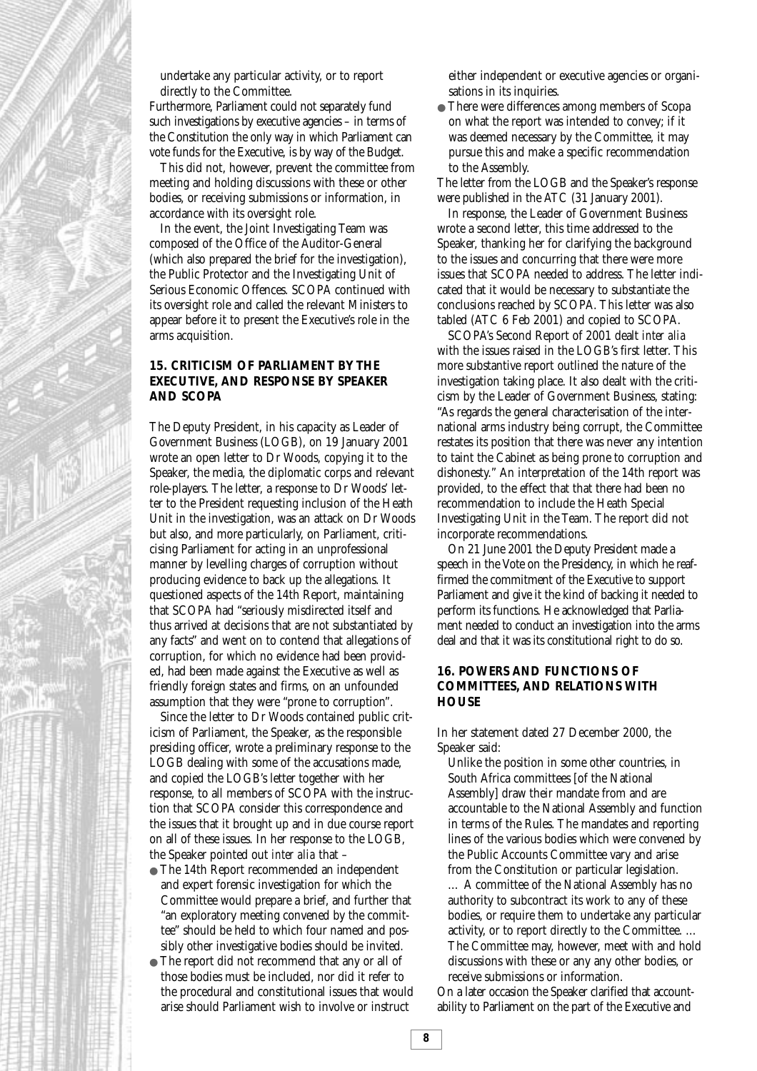undertake any particular activity, or to report directly to the Committee.

Furthermore, Parliament could not separately fund such investigations by executive agencies – in terms of the Constitution the only way in which Parliament can vote funds for the Executive, is by way of the Budget.

This did not, however, prevent the committee from meeting and holding discussions with these or other bodies, or receiving submissions or information, in accordance with its oversight role.

In the event, the Joint Investigating Team was composed of the Office of the Auditor-General (which also prepared the brief for the investigation), the Public Protector and the Investigating Unit of Serious Economic Offences. SCOPA continued with its oversight role and called the relevant Ministers to appear before it to present the Executive's role in the arms acquisition.

## 15. CRITICISM OF PARLIAMENT BY THE EXECUTIVE, AND RESPONSE BY SPEAKER AND SCOPA

The Deputy President, in his capacity as Leader of Government Business (LOGB), on 19 January 2001 wrote an open letter to Dr Woods, copying it to the Speaker, the media, the diplomatic corps and relevant role-players. The letter, a response to Dr Woods' letter to the President requesting inclusion of the Heath Unit in the investigation, was an attack on Dr Woods but also, and more particularly, on Parliament, criticising Parliament for acting in an unprofessional manner by levelling charges of corruption without producing evidence to back up the allegations. It questioned aspects of the 14th Report, maintaining that SCOPA had "seriously misdirected itself and thus arrived at decisions that are not substantiated by any facts" and went on to contend that allegations of corruption, for which no evidence had been provided, had been made against the Executive as well as friendly foreign states and firms, on an unfounded assumption that they were "prone to corruption".

Since the letter to Dr Woods contained public criticism of Parliament, the Speaker, as the responsible presiding officer, wrote a preliminary response to the LOGB dealing with some of the accusations made, and copied the LOGB's letter together with her response, to all members of SCOPA with the instruction that SCOPA consider this correspondence and the issues that it brought up and in due course report on all of these issues. In her response to the LOGB, the Speaker pointed out *inter alia* that –

- The 14th Report recommended an independent and expert forensic investigation for which the Committee would prepare a brief, and further that "an exploratory meeting convened by the committee" should be held to which four named and possibly other investigative bodies should be invited.
- The report did not recommend that any or all of those bodies must be included, nor did it refer to the procedural and constitutional issues that would arise should Parliament wish to involve or instruct either independent or executive agencies or organisations in its inquiries.
- There were differences among members of Scopa on what the report was intended to convey; if it was deemed necessary by the Committee, it may pursue this and make a specific recommendation to the Assembly.

The letter from the LOGB and the Speaker's response were published in the ATC (31 January 2001).

In response, the Leader of Government Business wrote a second letter, this time addressed to the Speaker, thanking her for clarifying the background to the issues and concurring that there were more issues that SCOPA needed to address. The letter indicated that it would be necessary to substantiate the conclusions reached by SCOPA. This letter was also tabled (ATC 6 Feb 2001) and copied to SCOPA.

SCOPA's Second Report of 2001 dealt *inter alia* with the issues raised in the LOGB's first letter. This more substantive report outlined the nature of the investigation taking place. It also dealt with the criticism by the Leader of Government Business, stating: "As regards the general characterisation of the international arms industry being corrupt, the Committee restates its position that there was never any intention to taint the Cabinet as being prone to corruption and dishonesty." An interpretation of the 14th report was provided, to the effect that that there had been no recommendation to include the Heath Special Investigating Unit in the Team. The report did not incorporate recommendations.

On 21 June 2001 the Deputy President made a speech in the Vote on the Presidency, in which he reaffirmed the commitment of the Executive to support Parliament and give it the kind of backing it needed to perform its functions. He acknowledged that Parliament needed to conduct an investigation into the arms deal and that it was its constitutional right to do so.

## 16. POWERS AND FUNCTIONS OF COMMITTEES, AND RELATIONS WITH HOUSE

In her statement dated 27 December 2000, the Speaker said:

> Unlike the position in some other countries, in South Africa committees [of the National Assembly] draw their mandate from and are accountable to the National Assembly and function in terms of the Rules. The mandates and reporting lines of the various bodies which were convened by the Public Accounts Committee vary and arise from the Constitution or particular legislation. … A committee of the National Assembly has no authority to subcontract its work to any of these bodies, or require them to undertake any particular activity, or to report directly to the Committee. … The Committee may, however, meet with and hold discussions with these or any any other bodies, or receive submissions or information.

On a later occasion the Speaker clarified that accountability to Parliament on the part of the Executive and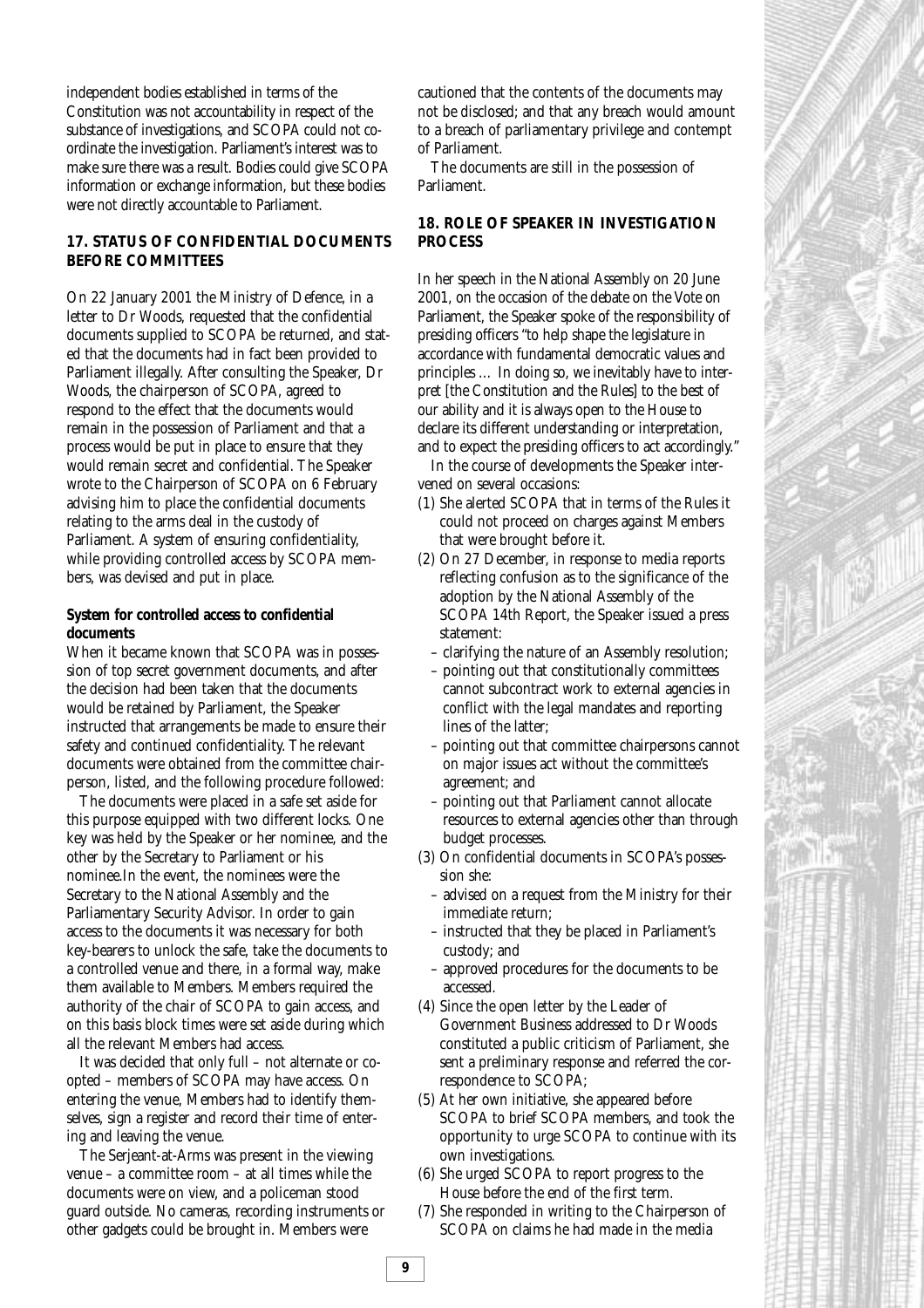independent bodies established in terms of the Constitution was not accountability in respect of the substance of investigations, and SCOPA could not co-ordinate the investigation. Parliament's interest was to make sure there was a result. Bodies could give SCOPA information or exchange information, but these bodies were not directly accountable to Parliament.

## 17. STATUS OF CONFIDENTIAL DOCUMENTS BEFORE COMMITTEES

On 22 January 2001 the Ministry of Defence, in a letter to Dr Woods, requested that the confidential documents supplied to SCOPA be returned, and stated that the documents had in fact been provided to Parliament illegally. After consulting the Speaker, Dr Woods, the chairperson of SCOPA, agreed to respond to the effect that the documents would remain in the possession of Parliament and that a process would be put in place to ensure that they would remain secret and confidential. The Speaker wrote to the Chairperson of SCOPA on 6 February advising him to place the confidential documents relating to the arms deal in the custody of Parliament. A system of ensuring confidentiality, while providing controlled access by SCOPA members, was devised and put in place.

### System for controlled access to confidential documents

When it became known that SCOPA was in possession of top secret government documents, and after the decision had been taken that the documents would be retained by Parliament, the Speaker instructed that arrangements be made to ensure their safety and continued confidentiality. The relevant documents were obtained from the committee chairperson, listed, and the following procedure followed:

The documents were placed in a safe set aside for this purpose equipped with two different locks. One key was held by the Speaker or her nominee, and the other by the Secretary to Parliament or his nominee.In the event, the nominees were the Secretary to the National Assembly and the Parliamentary Security Advisor. In order to gain access to the documents it was necessary for both key-bearers to unlock the safe, take the documents to a controlled venue and there, in a formal way, make them available to Members. Members required the authority of the chair of SCOPA to gain access, and on this basis block times were set aside during which all the relevant Members had access.

It was decided that only full – not alternate or co-opted – members of SCOPA may have access. On entering the venue, Members had to identify themselves, sign a register and record their time of entering and leaving the venue.

The Serjeant-at-Arms was present in the viewing venue – a committee room – at all times while the documents were on view, and a policeman stood guard outside. No cameras, recording instruments or other gadgets could be brought in. Members were cautioned that the contents of the documents may not be disclosed; and that any breach would amount to a breach of parliamentary privilege and contempt of Parliament.

The documents are still in the possession of Parliament.

## 18. ROLE OF SPEAKER IN INVESTIGATION PROCESS

In her speech in the National Assembly on 20 June 2001, on the occasion of the debate on the Vote on Parliament, the Speaker spoke of the responsibility of presiding officers "to help shape the legislature in accordance with fundamental democratic values and principles … In doing so, we inevitably have to interpret [the Constitution and the Rules] to the best of our ability and it is always open to the House to declare its different understanding or interpretation, and to expect the presiding officers to act accordingly."

In the course of developments the Speaker intervened on several occasions:

(1) She alerted SCOPA that in terms of the Rules it could not proceed on charges against Members that were brought before it.
(2) On 27 December, in response to media reports reflecting confusion as to the significance of the adoption by the National Assembly of the SCOPA 14th Report, the Speaker issued a press statement:
   - clarifying the nature of an Assembly resolution;
   - pointing out that constitutionally committees cannot subcontract work to external agencies in conflict with the legal mandates and reporting lines of the latter;
   - pointing out that committee chairpersons cannot on major issues act without the committee's agreement; and
   - pointing out that Parliament cannot allocate resources to external agencies other than through budget processes.
(3) On confidential documents in SCOPA's possession she:
   - advised on a request from the Ministry for their immediate return;
   - instructed that they be placed in Parliament's custody; and
   - approved procedures for the documents to be accessed.
(4) Since the open letter by the Leader of Government Business addressed to Dr Woods constituted a public criticism of Parliament, she sent a preliminary response and referred the correspondence to SCOPA;
(5) At her own initiative, she appeared before SCOPA to brief SCOPA members, and took the opportunity to urge SCOPA to continue with its own investigations.
(6) She urged SCOPA to report progress to the House before the end of the first term.
(7) She responded in writing to the Chairperson of SCOPA on claims he had made in the media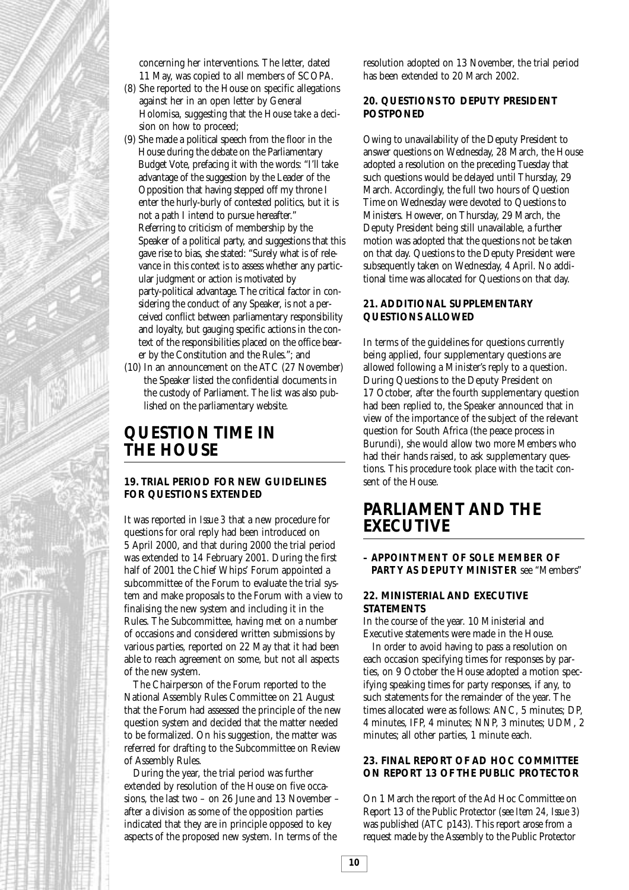concerning her interventions. The letter, dated 11 May, was copied to all members of SCOPA.

(8) She reported to the House on specific allegations against her in an open letter by General Holomisa, suggesting that the House take a decision on how to proceed;

(9) She made a political speech from the floor in the House during the debate on the Parliamentary Budget Vote, prefacing it with the words: "I'll take advantage of the suggestion by the Leader of the Opposition that having stepped off my throne I enter the hurly-burly of contested politics, but it is not a path I intend to pursue hereafter." Referring to criticism of membership by the Speaker of a political party, and suggestions that this gave rise to bias, she stated: "Surely what is of relevance in this context is to assess whether any particular judgment or action is motivated by party-political advantage. The critical factor in considering the conduct of any Speaker, is not a perceived conflict between parliamentary responsibility and loyalty, but gauging specific actions in the context of the responsibilities placed on the office bearer by the Constitution and the Rules."; and

(10) In an announcement on the ATC (27 November) the Speaker listed the confidential documents in the custody of Parliament. The list was also published on the parliamentary website.

# QUESTION TIME IN THE HOUSE

### 19. TRIAL PERIOD FOR NEW GUIDELINES FOR QUESTIONS EXTENDED

It was reported in *Issue 3* that a new procedure for questions for oral reply had been introduced on 5 April 2000, and that during 2000 the trial period was extended to 14 February 2001. During the first half of 2001 the Chief Whips' Forum appointed a subcommittee of the Forum to evaluate the trial system and make proposals to the Forum with a view to finalising the new system and including it in the Rules. The Subcommittee, having met on a number of occasions and considered written submissions by various parties, reported on 22 May that it had been able to reach agreement on some, but not all aspects of the new system.

The Chairperson of the Forum reported to the National Assembly Rules Committee on 21 August that the Forum had assessed the principle of the new question system and decided that the matter needed to be formalized. On his suggestion, the matter was referred for drafting to the Subcommittee on Review of Assembly Rules.

During the year, the trial period was further extended by resolution of the House on five occasions, the last two – on 26 June and 13 November – after a division as some of the opposition parties indicated that they are in principle opposed to key aspects of the proposed new system. In terms of the resolution adopted on 13 November, the trial period has been extended to 20 March 2002.

### 20. QUESTIONS TO DEPUTY PRESIDENT POSTPONED

Owing to unavailability of the Deputy President to answer questions on Wednesday, 28 March, the House adopted a resolution on the preceding Tuesday that such questions would be delayed until Thursday, 29 March. Accordingly, the full two hours of Question Time on Wednesday were devoted to Questions to Ministers. However, on Thursday, 29 March, the Deputy President being still unavailable, a further motion was adopted that the questions not be taken on that day. Questions to the Deputy President were subsequently taken on Wednesday, 4 April. No additional time was allocated for Questions on that day.

### 21. ADDITIONAL SUPPLEMENTARY QUESTIONS ALLOWED

In terms of the guidelines for questions currently being applied, four supplementary questions are allowed following a Minister's reply to a question. During Questions to the Deputy President on 17 October, after the fourth supplementary question had been replied to, the Speaker announced that in view of the importance of the subject of the relevant question for South Africa (the peace process in Burundi), she would allow two more Members who had their hands raised, to ask supplementary questions. This procedure took place with the tacit consent of the House.

# PARLIAMENT AND THE EXECUTIVE

**– APPOINTMENT OF SOLE MEMBER OF PARTY AS DEPUTY MINISTER** see "Members"

### 22. MINISTERIAL AND EXECUTIVE STATEMENTS

In the course of the year. 10 Ministerial and Executive statements were made in the House.

In order to avoid having to pass a resolution on each occasion specifying times for responses by parties, on 9 October the House adopted a motion specifying speaking times for party responses, if any, to such statements for the remainder of the year. The times allocated were as follows: ANC, 5 minutes; DP, 4 minutes, IFP, 4 minutes; NNP, 3 minutes; UDM, 2 minutes; all other parties, 1 minute each.

### 23. FINAL REPORT OF AD HOC COMMITTEE ON REPORT 13 OF THE PUBLIC PROTECTOR

On 1 March the report of the Ad Hoc Committee on Report 13 of the Public Protector (see *Item 24, Issue 3*) was published (ATC p143). This report arose from a request made by the Assembly to the Public Protector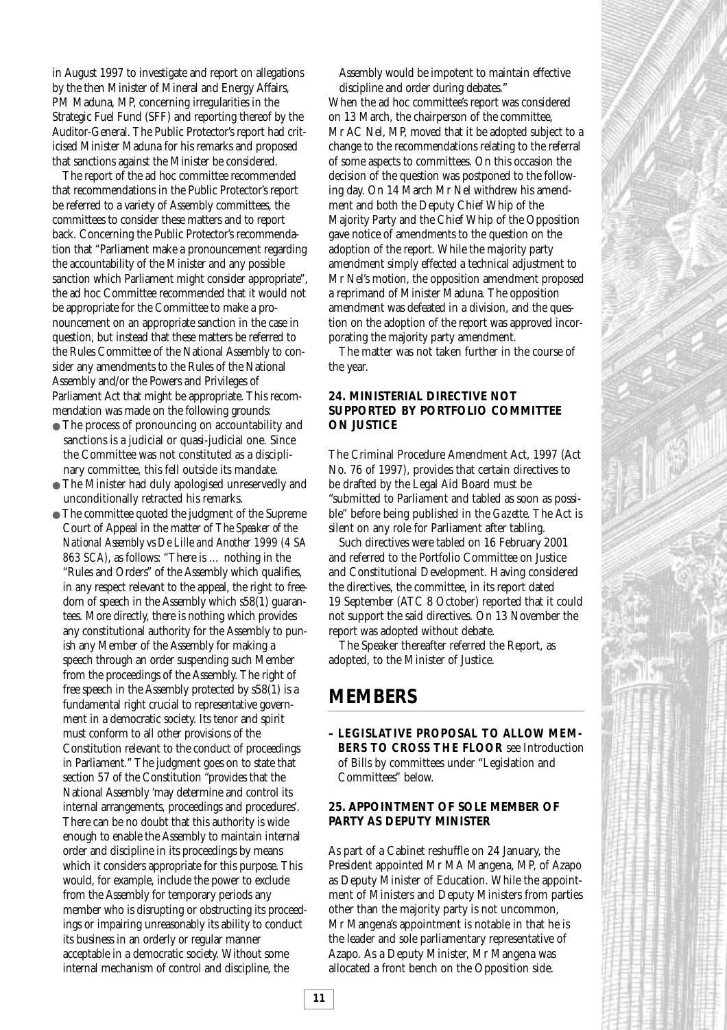in August 1997 to investigate and report on allegations by the then Minister of Mineral and Energy Affairs, PM Maduna, MP, concerning irregularities in the Strategic Fuel Fund (SFF) and reporting thereof by the Auditor-General. The Public Protector's report had criticised Minister Maduna for his remarks and proposed that sanctions against the Minister be considered.

The report of the ad hoc committee recommended that recommendations in the Public Protector's report be referred to a variety of Assembly committees, the committees to consider these matters and to report back. Concerning the Public Protector's recommendation that "Parliament make a pronouncement regarding the accountability of the Minister and any possible sanction which Parliament might consider appropriate", the ad hoc Committee recommended that it would not be appropriate for the Committee to make a pronouncement on an appropriate sanction in the case in question, but instead that these matters be referred to the Rules Committee of the National Assembly to consider any amendments to the Rules of the National Assembly and/or the Powers and Privileges of Parliament Act that might be appropriate. This recommendation was made on the following grounds:

- The process of pronouncing on accountability and sanctions is a judicial or quasi-judicial one. Since the Committee was not constituted as a disciplinary committee, this fell outside its mandate.
- The Minister had duly apologised unreservedly and unconditionally retracted his remarks.
- The committee quoted the judgment of the Supreme Court of Appeal in the matter of *The Speaker of the National Assembly vs De Lille and Another 1999 (4 SA 863 SCA)*, as follows: "There is … nothing in the "Rules and Orders" of the Assembly which qualifies, in any respect relevant to the appeal, the right to freedom of speech in the Assembly which s58(1) guarantees. More directly, there is nothing which provides any constitutional authority for the Assembly to punish any Member of the Assembly for making a speech through an order suspending such Member from the proceedings of the Assembly. The right of free speech in the Assembly protected by s58(1) is a fundamental right crucial to representative government in a democratic society. Its tenor and spirit must conform to all other provisions of the Constitution relevant to the conduct of proceedings in Parliament." The judgment goes on to state that section 57 of the Constitution "provides that the National Assembly 'may determine and control its internal arrangements, proceedings and procedures'. There can be no doubt that this authority is wide enough to enable the Assembly to maintain internal order and discipline in its proceedings by means which it considers appropriate for this purpose. This would, for example, include the power to exclude from the Assembly for temporary periods any member who is disrupting or obstructing its proceedings or impairing unreasonably its ability to conduct its business in an orderly or regular manner acceptable in a democratic society. Without some internal mechanism of control and discipline, the Assembly would be impotent to maintain effective discipline and order during debates."

When the ad hoc committee's report was considered on 13 March, the chairperson of the committee, Mr AC Nel, MP, moved that it be adopted subject to a change to the recommendations relating to the referral of some aspects to committees. On this occasion the decision of the question was postponed to the following day. On 14 March Mr Nel withdrew his amendment and both the Deputy Chief Whip of the Majority Party and the Chief Whip of the Opposition gave notice of amendments to the question on the adoption of the report. While the majority party amendment simply effected a technical adjustment to Mr Nel's motion, the opposition amendment proposed a reprimand of Minister Maduna. The opposition amendment was defeated in a division, and the question on the adoption of the report was approved incorporating the majority party amendment.

The matter was not taken further in the course of the year.

### 24. MINISTERIAL DIRECTIVE NOT SUPPORTED BY PORTFOLIO COMMITTEE ON JUSTICE

The Criminal Procedure Amendment Act, 1997 (Act No. 76 of 1997), provides that certain directives to be drafted by the Legal Aid Board must be "submitted to Parliament and tabled as soon as possible" before being published in the *Gazette*. The Act is silent on any role for Parliament after tabling.

Such directives were tabled on 16 February 2001 and referred to the Portfolio Committee on Justice and Constitutional Development. Having considered the directives, the committee, in its report dated 19 September (ATC 8 October) reported that it could not support the said directives. On 13 November the report was adopted without debate.

The Speaker thereafter referred the Report, as adopted, to the Minister of Justice.

## MEMBERS

**– LEGISLATIVE PROPOSAL TO ALLOW MEMBERS TO CROSS THE FLOOR** see Introduction of Bills by committees under "Legislation and Committees" below.

### 25. APPOINTMENT OF SOLE MEMBER OF PARTY AS DEPUTY MINISTER

As part of a Cabinet reshuffle on 24 January, the President appointed Mr MA Mangena, MP, of Azapo as Deputy Minister of Education. While the appointment of Ministers and Deputy Ministers from parties other than the majority party is not uncommon, Mr Mangena's appointment is notable in that he is the leader and sole parliamentary representative of Azapo. As a Deputy Minister, Mr Mangena was allocated a front bench on the Opposition side.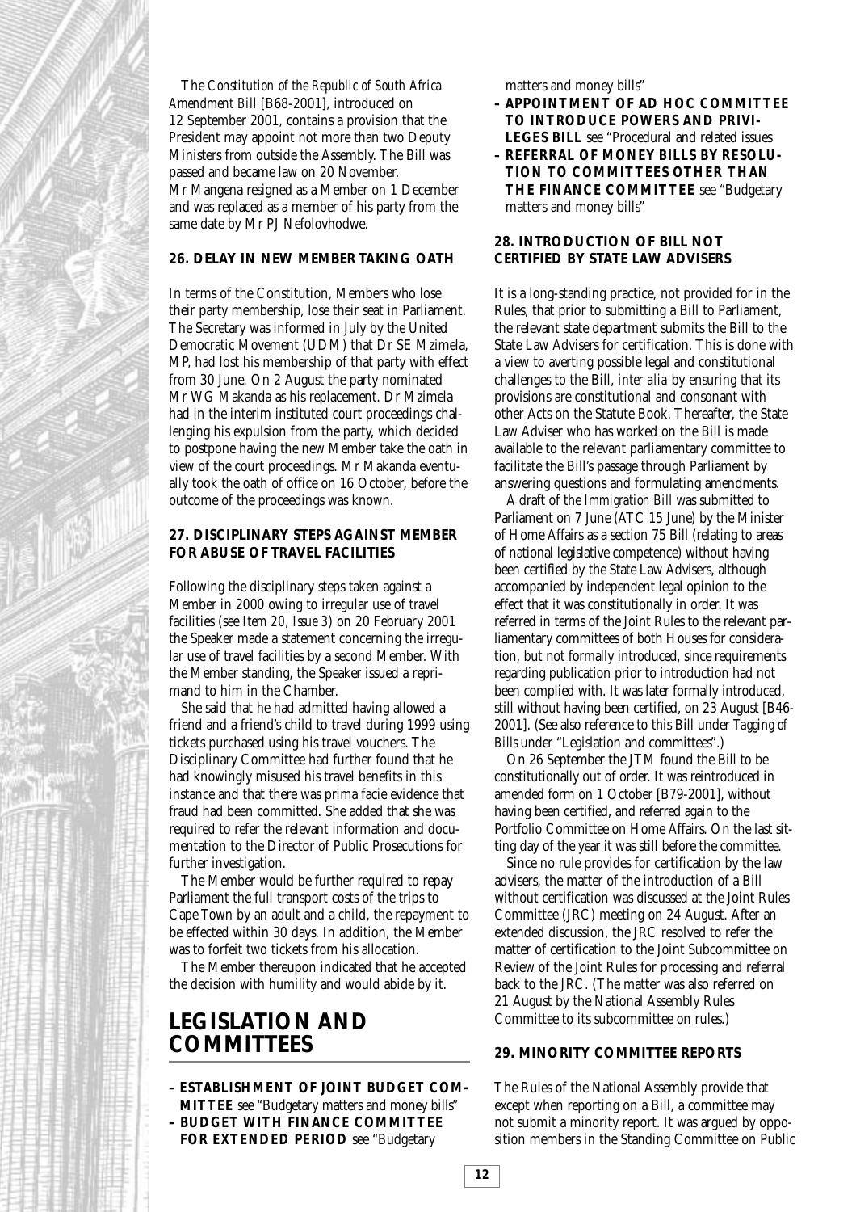The *Constitution of the Republic of South Africa Amendment Bill* [B68-2001], introduced on 12 September 2001, contains a provision that the President may appoint not more than two Deputy Ministers from outside the Assembly. The Bill was passed and became law on 20 November. Mr Mangena resigned as a Member on 1 December and was replaced as a member of his party from the same date by Mr PJ Nefolovhodwe.

### 26. DELAY IN NEW MEMBER TAKING OATH

In terms of the Constitution, Members who lose their party membership, lose their seat in Parliament. The Secretary was informed in July by the United Democratic Movement (UDM) that Dr SE Mzimela, MP, had lost his membership of that party with effect from 30 June. On 2 August the party nominated Mr WG Makanda as his replacement. Dr Mzimela had in the interim instituted court proceedings challenging his expulsion from the party, which decided to postpone having the new Member take the oath in view of the court proceedings. Mr Makanda eventually took the oath of office on 16 October, before the outcome of the proceedings was known.

### 27. DISCIPLINARY STEPS AGAINST MEMBER FOR ABUSE OF TRAVEL FACILITIES

Following the disciplinary steps taken against a Member in 2000 owing to irregular use of travel facilities (*see Item 20, Issue 3*) on 20 February 2001 the Speaker made a statement concerning the irregular use of travel facilities by a second Member. With the Member standing, the Speaker issued a reprimand to him in the Chamber.

She said that he had admitted having allowed a friend and a friend's child to travel during 1999 using tickets purchased using his travel vouchers. The Disciplinary Committee had further found that he had knowingly misused his travel benefits in this instance and that there was prima facie evidence that fraud had been committed. She added that she was required to refer the relevant information and documentation to the Director of Public Prosecutions for further investigation.

The Member would be further required to repay Parliament the full transport costs of the trips to Cape Town by an adult and a child, the repayment to be effected within 30 days. In addition, the Member was to forfeit two tickets from his allocation.

The Member thereupon indicated that he accepted the decision with humility and would abide by it.

## LEGISLATION AND COMMITTEES

- **ESTABLISHMENT OF JOINT BUDGET COMMITTEE** see "Budgetary matters and money bills"
- **BUDGET WITH FINANCE COMMITTEE FOR EXTENDED PERIOD** see "Budgetary matters and money bills"
- **APPOINTMENT OF AD HOC COMMITTEE TO INTRODUCE POWERS AND PRIVILEGES BILL** see "Procedural and related issues
- **REFERRAL OF MONEY BILLS BY RESOLUTION TO COMMITTEES OTHER THAN THE FINANCE COMMITTEE** see "Budgetary matters and money bills"

### 28. INTRODUCTION OF BILL NOT CERTIFIED BY STATE LAW ADVISERS

It is a long-standing practice, not provided for in the Rules, that prior to submitting a Bill to Parliament, the relevant state department submits the Bill to the State Law Advisers for certification. This is done with a view to averting possible legal and constitutional challenges to the Bill, *inter alia* by ensuring that its provisions are constitutional and consonant with other Acts on the Statute Book. Thereafter, the State Law Adviser who has worked on the Bill is made available to the relevant parliamentary committee to facilitate the Bill's passage through Parliament by answering questions and formulating amendments.

A draft of the *Immigration Bill* was submitted to Parliament on 7 June (ATC 15 June) by the Minister of Home Affairs as a section 75 Bill (relating to areas of national legislative competence) without having been certified by the State Law Advisers, although accompanied by independent legal opinion to the effect that it was constitutionally in order. It was referred in terms of the Joint Rules to the relevant parliamentary committees of both Houses for consideration, but not formally introduced, since requirements regarding publication prior to introduction had not been complied with. It was later formally introduced, still without having been certified, on 23 August [B46-2001]. (See also reference to this Bill under *Tagging of Bills* under "Legislation and committees".)

On 26 September the JTM found the Bill to be constitutionally out of order. It was reintroduced in amended form on 1 October [B79-2001], without having been certified, and referred again to the Portfolio Committee on Home Affairs. On the last sitting day of the year it was still before the committee.

Since no rule provides for certification by the law advisers, the matter of the introduction of a Bill without certification was discussed at the Joint Rules Committee (JRC) meeting on 24 August. After an extended discussion, the JRC resolved to refer the matter of certification to the Joint Subcommittee on Review of the Joint Rules for processing and referral back to the JRC. (The matter was also referred on 21 August by the National Assembly Rules Committee to its subcommittee on rules.)

### 29. MINORITY COMMITTEE REPORTS

The Rules of the National Assembly provide that except when reporting on a Bill, a committee may not submit a minority report. It was argued by opposition members in the Standing Committee on Public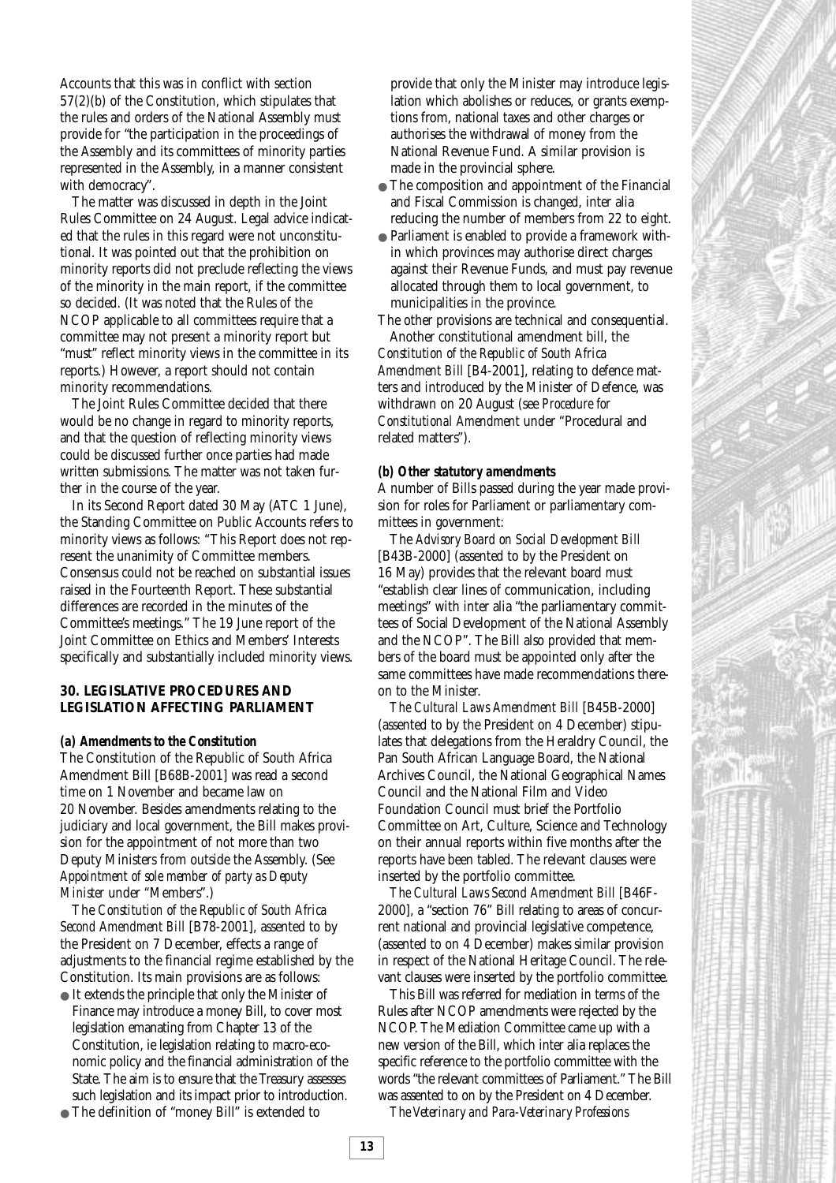Accounts that this was in conflict with section 57(2)(b) of the Constitution, which stipulates that the rules and orders of the National Assembly must provide for "the participation in the proceedings of the Assembly and its committees of minority parties represented in the Assembly, in a manner consistent with democracy".

The matter was discussed in depth in the Joint Rules Committee on 24 August. Legal advice indicated that the rules in this regard were not unconstitutional. It was pointed out that the prohibition on minority reports did not preclude reflecting the views of the minority in the main report, if the committee so decided. (It was noted that the Rules of the NCOP applicable to all committees require that a committee may not present a minority report but "must" reflect minority views in the committee in its reports.) However, a report should not contain minority recommendations.

The Joint Rules Committee decided that there would be no change in regard to minority reports, and that the question of reflecting minority views could be discussed further once parties had made written submissions. The matter was not taken further in the course of the year.

In its Second Report dated 30 May (ATC 1 June), the Standing Committee on Public Accounts refers to minority views as follows: "This Report does not represent the unanimity of Committee members. Consensus could not be reached on substantial issues raised in the Fourteenth Report. These substantial differences are recorded in the minutes of the Committee's meetings." The 19 June report of the Joint Committee on Ethics and Members' Interests specifically and substantially included minority views.

## 30. LEGISLATIVE PROCEDURES AND LEGISLATION AFFECTING PARLIAMENT

### (a) Amendments to the Constitution

The Constitution of the Republic of South Africa Amendment Bill [B68B-2001] was read a second time on 1 November and became law on 20 November. Besides amendments relating to the judiciary and local government, the Bill makes provision for the appointment of not more than two Deputy Ministers from outside the Assembly. (See *Appointment of sole member of party as Deputy Minister* under "Members".)

The *Constitution of the Republic of South Africa Second Amendment Bill* [B78-2001], assented to by the President on 7 December, effects a range of adjustments to the financial regime established by the Constitution. Its main provisions are as follows:

- It extends the principle that only the Minister of Finance may introduce a money Bill, to cover most legislation emanating from Chapter 13 of the Constitution, ie legislation relating to macro-economic policy and the financial administration of the State. The aim is to ensure that the Treasury assesses such legislation and its impact prior to introduction.
- The definition of "money Bill" is extended to provide that only the Minister may introduce legislation which abolishes or reduces, or grants exemptions from, national taxes and other charges or authorises the withdrawal of money from the National Revenue Fund. A similar provision is made in the provincial sphere.
- The composition and appointment of the Financial and Fiscal Commission is changed, inter alia reducing the number of members from 22 to eight.
- Parliament is enabled to provide a framework within which provinces may authorise direct charges against their Revenue Funds, and must pay revenue allocated through them to local government, to municipalities in the province.

The other provisions are technical and consequential.

Another constitutional amendment bill, the *Constitution of the Republic of South Africa Amendment Bill* [B4-2001], relating to defence matters and introduced by the Minister of Defence, was withdrawn on 20 August (see *Procedure for Constitutional Amendment* under "Procedural and related matters").

### (b) Other statutory amendments

A number of Bills passed during the year made provision for roles for Parliament or parliamentary committees in government:

The *Advisory Board on Social Development Bill* [B43B-2000] (assented to by the President on 16 May) provides that the relevant board must "establish clear lines of communication, including meetings" with inter alia "the parliamentary committees of Social Development of the National Assembly and the NCOP". The Bill also provided that members of the board must be appointed only after the same committees have made recommendations thereon to the Minister.

*The Cultural Laws Amendment Bill* [B45B-2000] (assented to by the President on 4 December) stipulates that delegations from the Heraldry Council, the Pan South African Language Board, the National Archives Council, the National Geographical Names Council and the National Film and Video Foundation Council must brief the Portfolio Committee on Art, Culture, Science and Technology on their annual reports within five months after the reports have been tabled. The relevant clauses were inserted by the portfolio committee.

*The Cultural Laws Second Amendment Bill* [B46F-2000], a "section 76" Bill relating to areas of concurrent national and provincial legislative competence, (assented to on 4 December) makes similar provision in respect of the National Heritage Council. The relevant clauses were inserted by the portfolio committee.

This Bill was referred for mediation in terms of the Rules after NCOP amendments were rejected by the NCOP. The Mediation Committee came up with a new version of the Bill, which inter alia replaces the specific reference to the portfolio committee with the words "the relevant committees of Parliament." The Bill was assented to on by the President on 4 December.

*The Veterinary and Para-Veterinary Professions*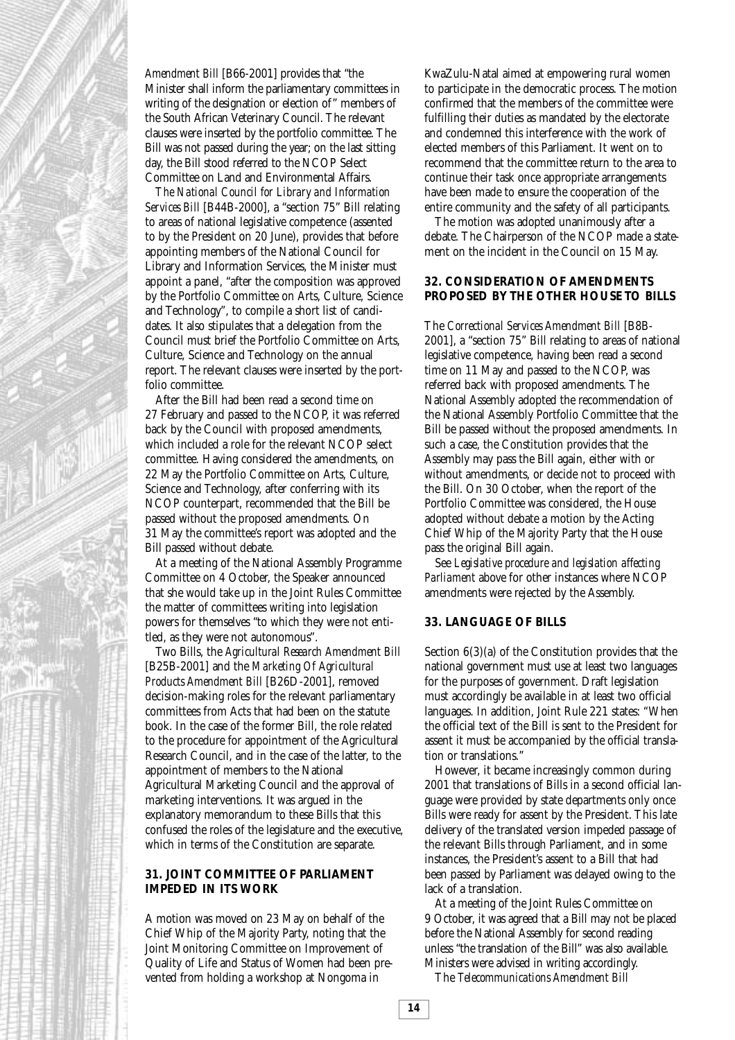*Amendment Bill* [B66-2001] provides that "the Minister shall inform the parliamentary committees in writing of the designation or election of" members of the South African Veterinary Council. The relevant clauses were inserted by the portfolio committee. The Bill was not passed during the year; on the last sitting day, the Bill stood referred to the NCOP Select Committee on Land and Environmental Affairs.

The *National Council for Library and Information Services Bill* [B44B-2000], a "section 75" Bill relating to areas of national legislative competence (assented to by the President on 20 June), provides that before appointing members of the National Council for Library and Information Services, the Minister must appoint a panel, "after the composition was approved by the Portfolio Committee on Arts, Culture, Science and Technology", to compile a short list of candidates. It also stipulates that a delegation from the Council must brief the Portfolio Committee on Arts, Culture, Science and Technology on the annual report. The relevant clauses were inserted by the portfolio committee.

After the Bill had been read a second time on 27 February and passed to the NCOP, it was referred back by the Council with proposed amendments, which included a role for the relevant NCOP select committee. Having considered the amendments, on 22 May the Portfolio Committee on Arts, Culture, Science and Technology, after conferring with its NCOP counterpart, recommended that the Bill be passed without the proposed amendments. On 31 May the committee's report was adopted and the Bill passed without debate.

At a meeting of the National Assembly Programme Committee on 4 October, the Speaker announced that she would take up in the Joint Rules Committee the matter of committees writing into legislation powers for themselves "to which they were not entitled, as they were not autonomous".

Two Bills, the *Agricultural Research Amendment Bill* [B25B-2001] and the *Marketing Of Agricultural Products Amendment Bill* [B26D-2001], removed decision-making roles for the relevant parliamentary committees from Acts that had been on the statute book. In the case of the former Bill, the role related to the procedure for appointment of the Agricultural Research Council, and in the case of the latter, to the appointment of members to the National Agricultural Marketing Council and the approval of marketing interventions. It was argued in the explanatory memorandum to these Bills that this confused the roles of the legislature and the executive, which in terms of the Constitution are separate.

## 31. JOINT COMMITTEE OF PARLIAMENT IMPEDED IN ITS WORK

A motion was moved on 23 May on behalf of the Chief Whip of the Majority Party, noting that the Joint Monitoring Committee on Improvement of Quality of Life and Status of Women had been prevented from holding a workshop at Nongoma in KwaZulu-Natal aimed at empowering rural women to participate in the democratic process. The motion confirmed that the members of the committee were fulfilling their duties as mandated by the electorate and condemned this interference with the work of elected members of this Parliament. It went on to recommend that the committee return to the area to continue their task once appropriate arrangements have been made to ensure the cooperation of the entire community and the safety of all participants.

The motion was adopted unanimously after a debate. The Chairperson of the NCOP made a statement on the incident in the Council on 15 May.

## 32. CONSIDERATION OF AMENDMENTS PROPOSED BY THE OTHER HOUSE TO BILLS

The *Correctional Services Amendment Bill* [B8B-2001], a "section 75" Bill relating to areas of national legislative competence, having been read a second time on 11 May and passed to the NCOP, was referred back with proposed amendments. The National Assembly adopted the recommendation of the National Assembly Portfolio Committee that the Bill be passed without the proposed amendments. In such a case, the Constitution provides that the Assembly may pass the Bill again, either with or without amendments, or decide not to proceed with the Bill. On 30 October, when the report of the Portfolio Committee was considered, the House adopted without debate a motion by the Acting Chief Whip of the Majority Party that the House pass the original Bill again.

See *Legislative procedure and legislation affecting Parliament* above for other instances where NCOP amendments were rejected by the Assembly.

## 33. LANGUAGE OF BILLS

Section 6(3)(a) of the Constitution provides that the national government must use at least two languages for the purposes of government. Draft legislation must accordingly be available in at least two official languages. In addition, Joint Rule 221 states: "When the official text of the Bill is sent to the President for assent it must be accompanied by the official translation or translations."

However, it became increasingly common during 2001 that translations of Bills in a second official language were provided by state departments only once Bills were ready for assent by the President. This late delivery of the translated version impeded passage of the relevant Bills through Parliament, and in some instances, the President's assent to a Bill that had been passed by Parliament was delayed owing to the lack of a translation.

At a meeting of the Joint Rules Committee on 9 October, it was agreed that a Bill may not be placed before the National Assembly for second reading unless "the translation of the Bill" was also available. Ministers were advised in writing accordingly.

The *Telecommunications Amendment Bill*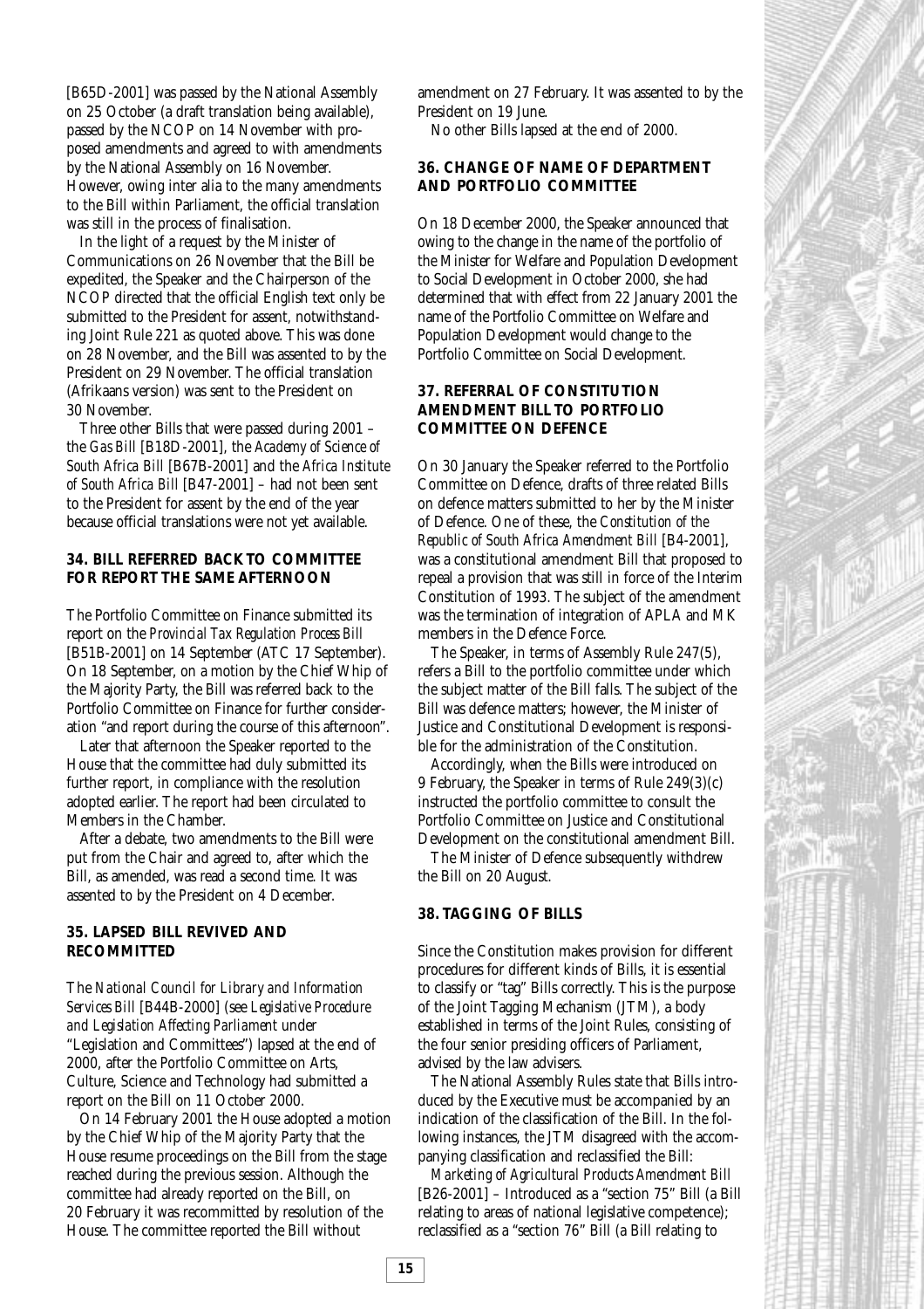[B65D-2001] was passed by the National Assembly on 25 October (a draft translation being available), passed by the NCOP on 14 November with proposed amendments and agreed to with amendments by the National Assembly on 16 November. However, owing inter alia to the many amendments to the Bill within Parliament, the official translation was still in the process of finalisation.

In the light of a request by the Minister of Communications on 26 November that the Bill be expedited, the Speaker and the Chairperson of the NCOP directed that the official English text only be submitted to the President for assent, notwithstanding Joint Rule 221 as quoted above. This was done on 28 November, and the Bill was assented to by the President on 29 November. The official translation (Afrikaans version) was sent to the President on 30 November.

Three other Bills that were passed during 2001 – the *Gas Bill* [B18D-2001], the *Academy of Science of South Africa Bill* [B67B-2001] and the *Africa Institute of South Africa Bill* [B47-2001] – had not been sent to the President for assent by the end of the year because official translations were not yet available.

### 34. BILL REFERRED BACK TO COMMITTEE FOR REPORT THE SAME AFTERNOON

The Portfolio Committee on Finance submitted its report on the *Provincial Tax Regulation Process Bill* [B51B-2001] on 14 September (ATC 17 September). On 18 September, on a motion by the Chief Whip of the Majority Party, the Bill was referred back to the Portfolio Committee on Finance for further consideration "and report during the course of this afternoon".

Later that afternoon the Speaker reported to the House that the committee had duly submitted its further report, in compliance with the resolution adopted earlier. The report had been circulated to Members in the Chamber.

After a debate, two amendments to the Bill were put from the Chair and agreed to, after which the Bill, as amended, was read a second time. It was assented to by the President on 4 December.

### 35. LAPSED BILL REVIVED AND RECOMMITTED

The *National Council for Library and Information Services Bill* [B44B-2000] (see *Legislative Procedure and Legislation Affecting Parliament* under "Legislation and Committees") lapsed at the end of 2000, after the Portfolio Committee on Arts, Culture, Science and Technology had submitted a report on the Bill on 11 October 2000.

On 14 February 2001 the House adopted a motion by the Chief Whip of the Majority Party that the House resume proceedings on the Bill from the stage reached during the previous session. Although the committee had already reported on the Bill, on 20 February it was recommitted by resolution of the House. The committee reported the Bill without amendment on 27 February. It was assented to by the President on 19 June.

No other Bills lapsed at the end of 2000.

### 36. CHANGE OF NAME OF DEPARTMENT AND PORTFOLIO COMMITTEE

On 18 December 2000, the Speaker announced that owing to the change in the name of the portfolio of the Minister for Welfare and Population Development to Social Development in October 2000, she had determined that with effect from 22 January 2001 the name of the Portfolio Committee on Welfare and Population Development would change to the Portfolio Committee on Social Development.

### 37. REFERRAL OF CONSTITUTION AMENDMENT BILL TO PORTFOLIO COMMITTEE ON DEFENCE

On 30 January the Speaker referred to the Portfolio Committee on Defence, drafts of three related Bills on defence matters submitted to her by the Minister of Defence. One of these, the *Constitution of the Republic of South Africa Amendment Bill* [B4-2001], was a constitutional amendment Bill that proposed to repeal a provision that was still in force of the Interim Constitution of 1993. The subject of the amendment was the termination of integration of APLA and MK members in the Defence Force.

The Speaker, in terms of Assembly Rule 247(5), refers a Bill to the portfolio committee under which the subject matter of the Bill falls. The subject of the Bill was defence matters; however, the Minister of Justice and Constitutional Development is responsible for the administration of the Constitution.

Accordingly, when the Bills were introduced on 9 February, the Speaker in terms of Rule 249(3)(c) instructed the portfolio committee to consult the Portfolio Committee on Justice and Constitutional Development on the constitutional amendment Bill.

The Minister of Defence subsequently withdrew the Bill on 20 August.

### 38. TAGGING OF BILLS

Since the Constitution makes provision for different procedures for different kinds of Bills, it is essential to classify or "tag" Bills correctly. This is the purpose of the Joint Tagging Mechanism (JTM), a body established in terms of the Joint Rules, consisting of the four senior presiding officers of Parliament, advised by the law advisers.

The National Assembly Rules state that Bills introduced by the Executive must be accompanied by an indication of the classification of the Bill. In the following instances, the JTM disagreed with the accompanying classification and reclassified the Bill:

*Marketing of Agricultural Products Amendment Bill* [B26-2001] – Introduced as a "section 75" Bill (a Bill relating to areas of national legislative competence); reclassified as a "section 76" Bill (a Bill relating to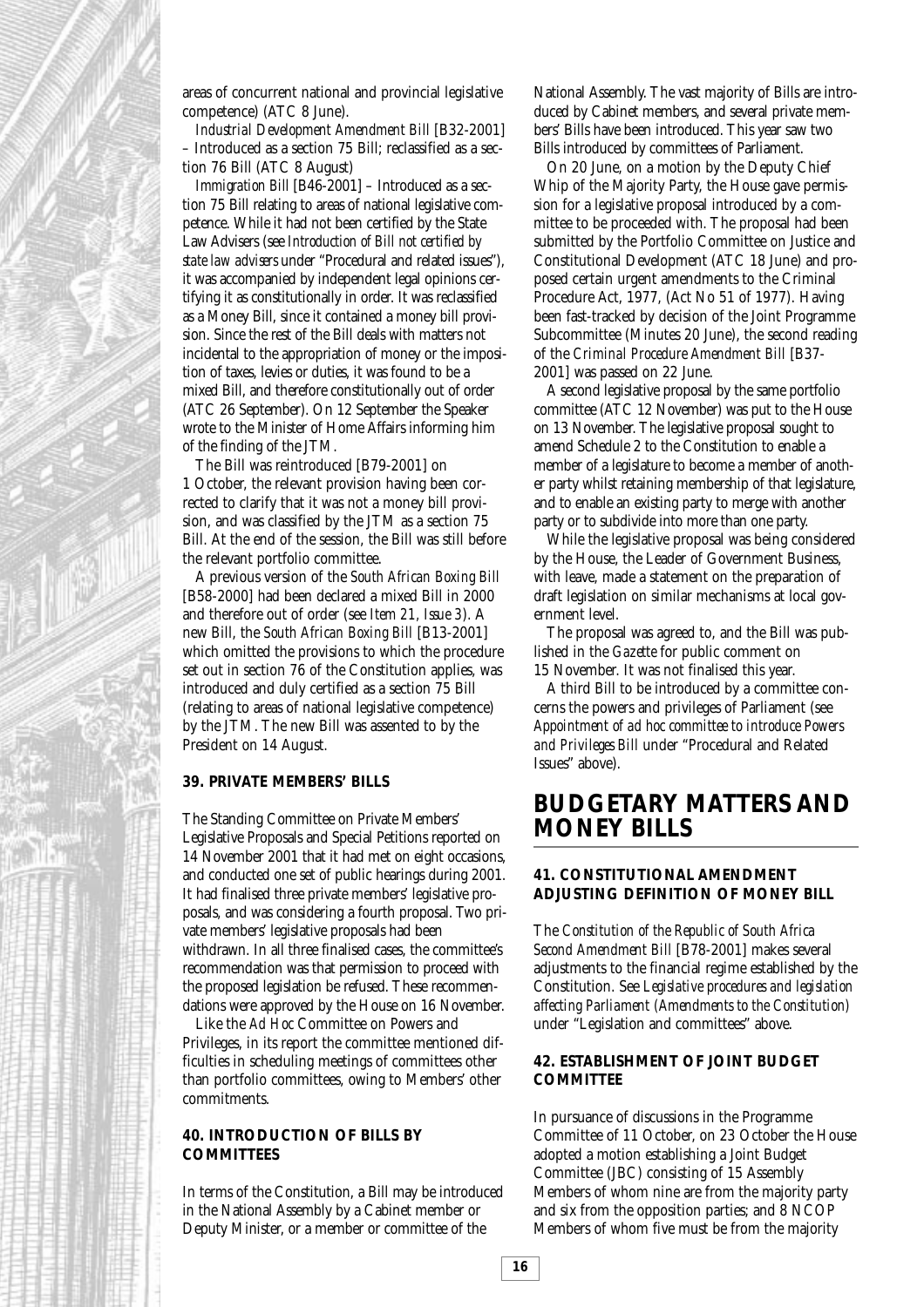areas of concurrent national and provincial legislative competence) (ATC 8 June).

*Industrial Development Amendment Bill* [B32-2001] – Introduced as a section 75 Bill; reclassified as a section 76 Bill (ATC 8 August)

*Immigration Bill* [B46-2001] – Introduced as a section 75 Bill relating to areas of national legislative competence. While it had not been certified by the State Law Advisers (see *Introduction of Bill not certified by state law advisers* under "Procedural and related issues"), it was accompanied by independent legal opinions certifying it as constitutionally in order. It was reclassified as a Money Bill, since it contained a money bill provision. Since the rest of the Bill deals with matters not incidental to the appropriation of money or the imposition of taxes, levies or duties, it was found to be a mixed Bill, and therefore constitutionally out of order (ATC 26 September). On 12 September the Speaker wrote to the Minister of Home Affairs informing him of the finding of the JTM.

The Bill was reintroduced [B79-2001] on 1 October, the relevant provision having been corrected to clarify that it was not a money bill provision, and was classified by the JTM as a section 75 Bill. At the end of the session, the Bill was still before the relevant portfolio committee.

A previous version of the *South African Boxing Bill* [B58-2000] had been declared a mixed Bill in 2000 and therefore out of order (see *Item 21, Issue 3*). A new Bill, the *South African Boxing Bill* [B13-2001] which omitted the provisions to which the procedure set out in section 76 of the Constitution applies, was introduced and duly certified as a section 75 Bill (relating to areas of national legislative competence) by the JTM. The new Bill was assented to by the President on 14 August.

### 39. PRIVATE MEMBERS' BILLS

The Standing Committee on Private Members' Legislative Proposals and Special Petitions reported on 14 November 2001 that it had met on eight occasions, and conducted one set of public hearings during 2001. It had finalised three private members' legislative proposals, and was considering a fourth proposal. Two private members' legislative proposals had been withdrawn. In all three finalised cases, the committee's recommendation was that permission to proceed with the proposed legislation be refused. These recommendations were approved by the House on 16 November.

Like the *Ad Hoc* Committee on Powers and Privileges, in its report the committee mentioned difficulties in scheduling meetings of committees other than portfolio committees, owing to Members' other commitments.

### 40. INTRODUCTION OF BILLS BY COMMITTEES

In terms of the Constitution, a Bill may be introduced in the National Assembly by a Cabinet member or Deputy Minister, or a member or committee of the National Assembly. The vast majority of Bills are introduced by Cabinet members, and several private members' Bills have been introduced. This year saw two Bills introduced by committees of Parliament.

On 20 June, on a motion by the Deputy Chief Whip of the Majority Party, the House gave permission for a legislative proposal introduced by a committee to be proceeded with. The proposal had been submitted by the Portfolio Committee on Justice and Constitutional Development (ATC 18 June) and proposed certain urgent amendments to the Criminal Procedure Act, 1977, (Act No 51 of 1977). Having been fast-tracked by decision of the Joint Programme Subcommittee (Minutes 20 June), the second reading of the *Criminal Procedure Amendment Bill* [B37-2001] was passed on 22 June.

A second legislative proposal by the same portfolio committee (ATC 12 November) was put to the House on 13 November. The legislative proposal sought to amend Schedule 2 to the Constitution to enable a member of a legislature to become a member of another party whilst retaining membership of that legislature, and to enable an existing party to merge with another party or to subdivide into more than one party.

While the legislative proposal was being considered by the House, the Leader of Government Business, with leave, made a statement on the preparation of draft legislation on similar mechanisms at local government level.

The proposal was agreed to, and the Bill was published in the *Gazette* for public comment on 15 November. It was not finalised this year.

A third Bill to be introduced by a committee concerns the powers and privileges of Parliament (see *Appointment of ad hoc committee to introduce Powers and Privileges Bill* under "Procedural and Related Issues" above).

## BUDGETARY MATTERS AND MONEY BILLS

### 41. CONSTITUTIONAL AMENDMENT ADJUSTING DEFINITION OF MONEY BILL

The *Constitution of the Republic of South Africa Second Amendment Bill* [B78-2001] makes several adjustments to the financial regime established by the Constitution. See *Legislative procedures and legislation affecting Parliament (Amendments to the Constitution)* under "Legislation and committees" above.

### 42. ESTABLISHMENT OF JOINT BUDGET COMMITTEE

In pursuance of discussions in the Programme Committee of 11 October, on 23 October the House adopted a motion establishing a Joint Budget Committee (JBC) consisting of 15 Assembly Members of whom nine are from the majority party and six from the opposition parties; and 8 NCOP Members of whom five must be from the majority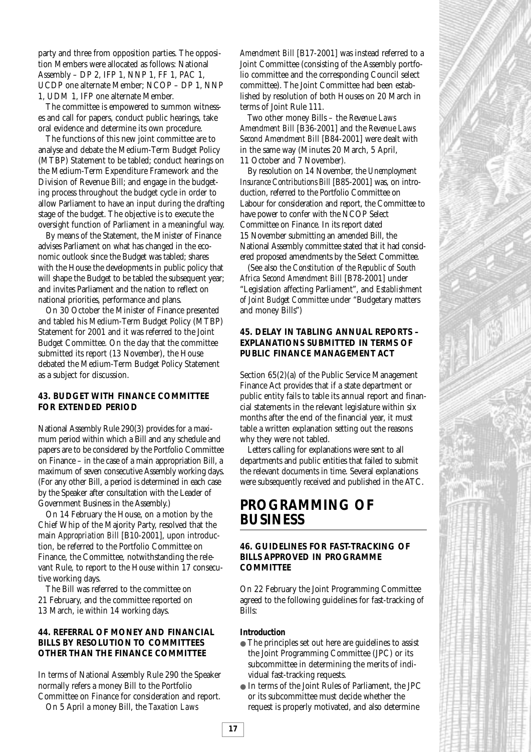party and three from opposition parties. The opposition Members were allocated as follows: National Assembly – DP 2, IFP 1, NNP 1, FF 1, PAC 1, UCDP one alternate Member; NCOP – DP 1, NNP 1, UDM 1, IFP one alternate Member.

The committee is empowered to summon witnesses and call for papers, conduct public hearings, take oral evidence and determine its own procedure.

The functions of this new joint committee are to analyse and debate the Medium-Term Budget Policy (MTBP) Statement to be tabled; conduct hearings on the Medium-Term Expenditure Framework and the Division of Revenue Bill; and engage in the budgeting process throughout the budget cycle in order to allow Parliament to have an input during the drafting stage of the budget. The objective is to execute the oversight function of Parliament in a meaningful way.

By means of the Statement, the Minister of Finance advises Parliament on what has changed in the economic outlook since the Budget was tabled; shares with the House the developments in public policy that will shape the Budget to be tabled the subsequent year; and invites Parliament and the nation to reflect on national priorities, performance and plans.

On 30 October the Minister of Finance presented and tabled his Medium-Term Budget Policy (MTBP) Statement for 2001 and it was referred to the Joint Budget Committee. On the day that the committee submitted its report (13 November), the House debated the Medium-Term Budget Policy Statement as a subject for discussion.

### 43. BUDGET WITH FINANCE COMMITTEE FOR EXTENDED PERIOD

National Assembly Rule 290(3) provides for a maximum period within which a Bill and any schedule and papers are to be considered by the Portfolio Committee on Finance – in the case of a main appropriation Bill, a maximum of seven consecutive Assembly working days. (For any other Bill, a period is determined in each case by the Speaker after consultation with the Leader of Government Business in the Assembly.)

On 14 February the House, on a motion by the Chief Whip of the Majority Party, resolved that the main *Appropriation Bill* [B10-2001], upon introduction, be referred to the Portfolio Committee on Finance, the Committee, notwithstanding the relevant Rule, to report to the House within 17 consecutive working days.

The Bill was referred to the committee on 21 February, and the committee reported on 13 March, ie within 14 working days.

### 44. REFERRAL OF MONEY AND FINANCIAL BILLS BY RESOLUTION TO COMMITTEES OTHER THAN THE FINANCE COMMITTEE

In terms of National Assembly Rule 290 the Speaker normally refers a money Bill to the Portfolio Committee on Finance for consideration and report.

On 5 April a money Bill, the *Taxation Laws Amendment Bill* [B17-2001] was instead referred to a Joint Committee (consisting of the Assembly portfolio committee and the corresponding Council select committee). The Joint Committee had been established by resolution of both Houses on 20 March in terms of Joint Rule 111.

Two other money Bills – the *Revenue Laws Amendment Bill* [B36-2001] and the *Revenue Laws Second Amendment Bill* [B84-2001] were dealt with in the same way (Minutes 20 March, 5 April, 11 October and 7 November).

By resolution on 14 November, the *Unemployment Insurance Contributions Bill* [B85-2001] was, on introduction, referred to the Portfolio Committee on Labour for consideration and report, the Committee to have power to confer with the NCOP Select Committee on Finance. In its report dated 15 November submitting an amended Bill, the National Assembly committee stated that it had considered proposed amendments by the Select Committee.

(See also the *Constitution of the Republic of South Africa Second Amendment Bill* [B78-2001] under "Legislation affecting Parliament", and *Establishment of Joint Budget Committee* under "Budgetary matters and money Bills")

### 45. DELAY IN TABLING ANNUAL REPORTS – EXPLANATIONS SUBMITTED IN TERMS OF PUBLIC FINANCE MANAGEMENT ACT

Section 65(2)(a) of the Public Service Management Finance Act provides that if a state department or public entity fails to table its annual report and financial statements in the relevant legislature within six months after the end of the financial year, it must table a written explanation setting out the reasons why they were not tabled.

Letters calling for explanations were sent to all departments and public entities that failed to submit the relevant documents in time. Several explanations were subsequently received and published in the ATC.

## PROGRAMMING OF BUSINESS

### 46. GUIDELINES FOR FAST-TRACKING OF BILLS APPROVED IN PROGRAMME COMMITTEE

On 22 February the Joint Programming Committee agreed to the following guidelines for fast-tracking of Bills:

**Introduction**

- The principles set out here are guidelines to assist the Joint Programming Committee (JPC) or its subcommittee in determining the merits of individual fast-tracking requests.
- In terms of the Joint Rules of Parliament, the JPC or its subcommittee must decide whether the request is properly motivated, and also determine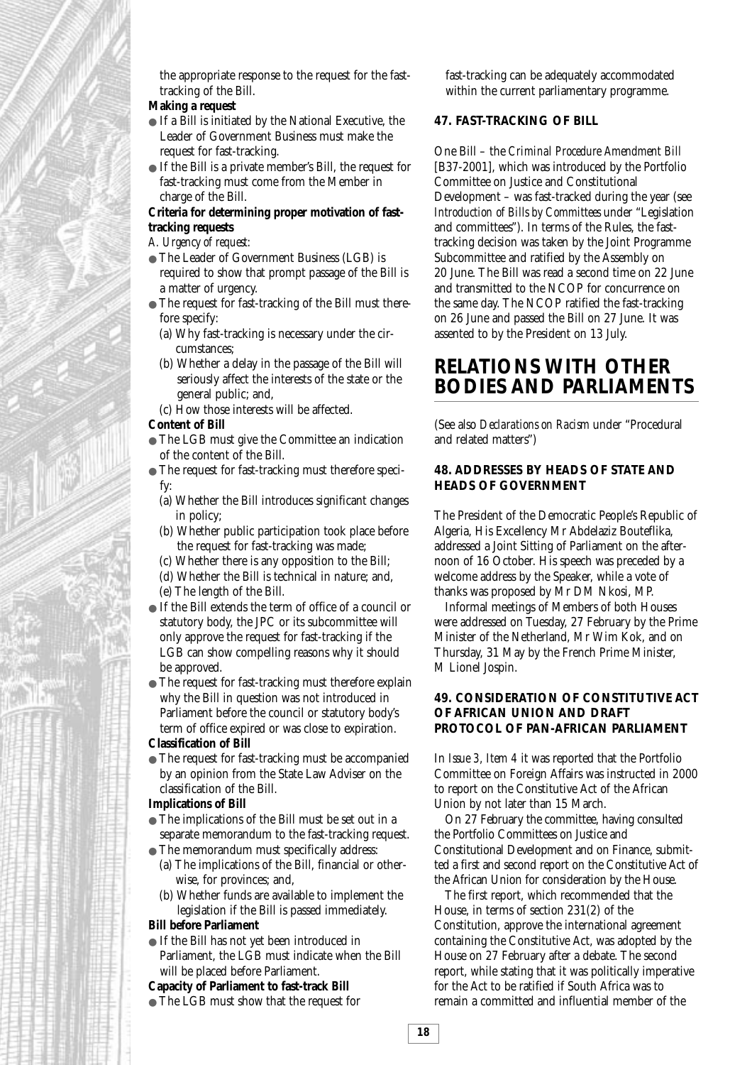the appropriate response to the request for the fast-tracking of the Bill.

**Making a request**

- If a Bill is initiated by the National Executive, the Leader of Government Business must make the request for fast-tracking.
- If the Bill is a private member's Bill, the request for fast-tracking must come from the Member in charge of the Bill.

**Criteria for determining proper motivation of fast-tracking requests**

*A. Urgency of request:*

- The Leader of Government Business (LGB) is required to show that prompt passage of the Bill is a matter of urgency.
- The request for fast-tracking of the Bill must therefore specify:
  - (a) Why fast-tracking is necessary under the circumstances;
  - (b) Whether a delay in the passage of the Bill will seriously affect the interests of the state or the general public; and,
  - (c) How those interests will be affected.

**Content of Bill**

- The LGB must give the Committee an indication of the content of the Bill.
- The request for fast-tracking must therefore specify:
  - (a) Whether the Bill introduces significant changes in policy;
  - (b) Whether public participation took place before the request for fast-tracking was made;
  - (c) Whether there is any opposition to the Bill;
  - (d) Whether the Bill is technical in nature; and,
  - (e) The length of the Bill.
- If the Bill extends the term of office of a council or statutory body, the JPC or its subcommittee will only approve the request for fast-tracking if the LGB can show compelling reasons why it should be approved.
- The request for fast-tracking must therefore explain why the Bill in question was not introduced in Parliament before the council or statutory body's term of office expired or was close to expiration.

**Classification of Bill**

- The request for fast-tracking must be accompanied by an opinion from the State Law Adviser on the classification of the Bill.

**Implications of Bill**

- The implications of the Bill must be set out in a separate memorandum to the fast-tracking request.
- The memorandum must specifically address:
  - (a) The implications of the Bill, financial or otherwise, for provinces; and,
  - (b) Whether funds are available to implement the legislation if the Bill is passed immediately.

**Bill before Parliament**

- If the Bill has not yet been introduced in Parliament, the LGB must indicate when the Bill will be placed before Parliament.

**Capacity of Parliament to fast-track Bill**

- The LGB must show that the request for fast-tracking can be adequately accommodated within the current parliamentary programme.

### 47. FAST-TRACKING OF BILL

One Bill – the *Criminal Procedure Amendment Bill* [B37-2001], which was introduced by the Portfolio Committee on Justice and Constitutional Development – was fast-tracked during the year (see *Introduction of Bills by Committees* under "Legislation and committees"). In terms of the Rules, the fast-tracking decision was taken by the Joint Programme Subcommittee and ratified by the Assembly on 20 June. The Bill was read a second time on 22 June and transmitted to the NCOP for concurrence on the same day. The NCOP ratified the fast-tracking on 26 June and passed the Bill on 27 June. It was assented to by the President on 13 July.

## RELATIONS WITH OTHER BODIES AND PARLIAMENTS

(See also *Declarations on Racism* under "Procedural and related matters")

### 48. ADDRESSES BY HEADS OF STATE AND HEADS OF GOVERNMENT

The President of the Democratic People's Republic of Algeria, His Excellency Mr Abdelaziz Bouteflika, addressed a Joint Sitting of Parliament on the afternoon of 16 October. His speech was preceded by a welcome address by the Speaker, while a vote of thanks was proposed by Mr DM Nkosi, MP.

Informal meetings of Members of both Houses were addressed on Tuesday, 27 February by the Prime Minister of the Netherland, Mr Wim Kok, and on Thursday, 31 May by the French Prime Minister, M Lionel Jospin.

### 49. CONSIDERATION OF CONSTITUTIVE ACT OF AFRICAN UNION AND DRAFT PROTOCOL OF PAN-AFRICAN PARLIAMENT

In *Issue 3, Item 4* it was reported that the Portfolio Committee on Foreign Affairs was instructed in 2000 to report on the Constitutive Act of the African Union by not later than 15 March.

On 27 February the committee, having consulted the Portfolio Committees on Justice and Constitutional Development and on Finance, submitted a first and second report on the Constitutive Act of the African Union for consideration by the House.

The first report, which recommended that the House, in terms of section 231(2) of the Constitution, approve the international agreement containing the Constitutive Act, was adopted by the House on 27 February after a debate. The second report, while stating that it was politically imperative for the Act to be ratified if South Africa was to remain a committed and influential member of the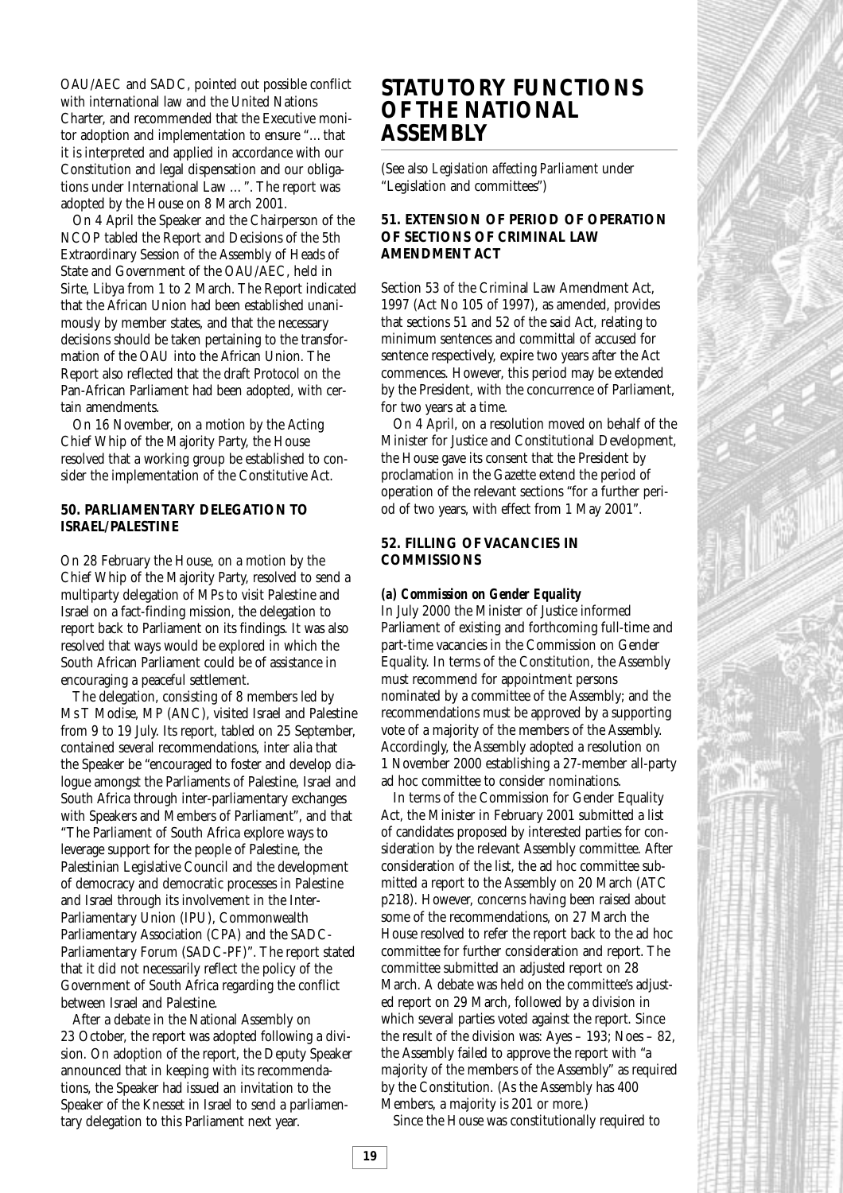OAU/AEC and SADC, pointed out possible conflict with international law and the United Nations Charter, and recommended that the Executive monitor adoption and implementation to ensure "…that it is interpreted and applied in accordance with our Constitution and legal dispensation and our obligations under International Law …". The report was adopted by the House on 8 March 2001.

On 4 April the Speaker and the Chairperson of the NCOP tabled the Report and Decisions of the 5th Extraordinary Session of the Assembly of Heads of State and Government of the OAU/AEC, held in Sirte, Libya from 1 to 2 March. The Report indicated that the African Union had been established unanimously by member states, and that the necessary decisions should be taken pertaining to the transformation of the OAU into the African Union. The Report also reflected that the draft Protocol on the Pan-African Parliament had been adopted, with certain amendments.

On 16 November, on a motion by the Acting Chief Whip of the Majority Party, the House resolved that a working group be established to consider the implementation of the Constitutive Act.

### 50. PARLIAMENTARY DELEGATION TO ISRAEL/PALESTINE

On 28 February the House, on a motion by the Chief Whip of the Majority Party, resolved to send a multiparty delegation of MPs to visit Palestine and Israel on a fact-finding mission, the delegation to report back to Parliament on its findings. It was also resolved that ways would be explored in which the South African Parliament could be of assistance in encouraging a peaceful settlement.

The delegation, consisting of 8 members led by Ms T Modise, MP (ANC), visited Israel and Palestine from 9 to 19 July. Its report, tabled on 25 September, contained several recommendations, inter alia that the Speaker be "encouraged to foster and develop dialogue amongst the Parliaments of Palestine, Israel and South Africa through inter-parliamentary exchanges with Speakers and Members of Parliament", and that "The Parliament of South Africa explore ways to leverage support for the people of Palestine, the Palestinian Legislative Council and the development of democracy and democratic processes in Palestine and Israel through its involvement in the Inter-Parliamentary Union (IPU), Commonwealth Parliamentary Association (CPA) and the SADC-Parliamentary Forum (SADC-PF)". The report stated that it did not necessarily reflect the policy of the Government of South Africa regarding the conflict between Israel and Palestine.

After a debate in the National Assembly on 23 October, the report was adopted following a division. On adoption of the report, the Deputy Speaker announced that in keeping with its recommendations, the Speaker had issued an invitation to the Speaker of the Knesset in Israel to send a parliamentary delegation to this Parliament next year.

## STATUTORY FUNCTIONS OF THE NATIONAL ASSEMBLY

(See also *Legislation affecting Parliament* under "Legislation and committees")

### 51. EXTENSION OF PERIOD OF OPERATION OF SECTIONS OF CRIMINAL LAW AMENDMENT ACT

Section 53 of the Criminal Law Amendment Act, 1997 (Act No 105 of 1997), as amended, provides that sections 51 and 52 of the said Act, relating to minimum sentences and committal of accused for sentence respectively, expire two years after the Act commences. However, this period may be extended by the President, with the concurrence of Parliament, for two years at a time.

On 4 April, on a resolution moved on behalf of the Minister for Justice and Constitutional Development, the House gave its consent that the President by proclamation in the Gazette extend the period of operation of the relevant sections "for a further period of two years, with effect from 1 May 2001".

### 52. FILLING OF VACANCIES IN COMMISSIONS

**(a) Commission on Gender Equality**

In July 2000 the Minister of Justice informed Parliament of existing and forthcoming full-time and part-time vacancies in the Commission on Gender Equality. In terms of the Constitution, the Assembly must recommend for appointment persons nominated by a committee of the Assembly; and the recommendations must be approved by a supporting vote of a majority of the members of the Assembly. Accordingly, the Assembly adopted a resolution on 1 November 2000 establishing a 27-member all-party ad hoc committee to consider nominations.

In terms of the Commission for Gender Equality Act, the Minister in February 2001 submitted a list of candidates proposed by interested parties for consideration by the relevant Assembly committee. After consideration of the list, the ad hoc committee submitted a report to the Assembly on 20 March (ATC p218). However, concerns having been raised about some of the recommendations, on 27 March the House resolved to refer the report back to the ad hoc committee for further consideration and report. The committee submitted an adjusted report on 28 March. A debate was held on the committee's adjusted report on 29 March, followed by a division in which several parties voted against the report. Since the result of the division was: Ayes – 193; Noes – 82, the Assembly failed to approve the report with "a majority of the members of the Assembly" as required by the Constitution. (As the Assembly has 400 Members, a majority is 201 or more.)

Since the House was constitutionally required to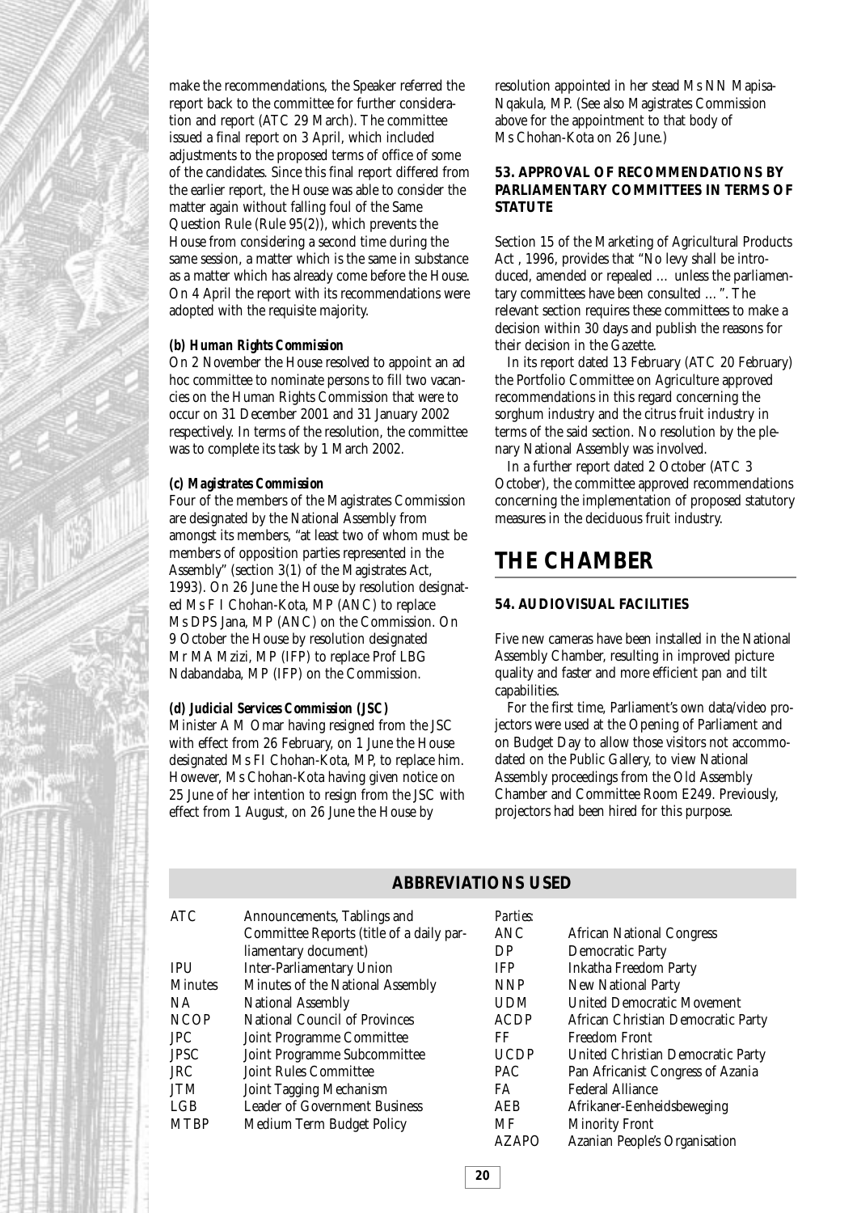make the recommendations, the Speaker referred the report back to the committee for further consideration and report (ATC 29 March). The committee issued a final report on 3 April, which included adjustments to the proposed terms of office of some of the candidates. Since this final report differed from the earlier report, the House was able to consider the matter again without falling foul of the Same Question Rule (Rule 95(2)), which prevents the House from considering a second time during the same session, a matter which is the same in substance as a matter which has already come before the House. On 4 April the report with its recommendations were adopted with the requisite majority.

***(b) Human Rights Commission***

On 2 November the House resolved to appoint an ad hoc committee to nominate persons to fill two vacancies on the Human Rights Commission that were to occur on 31 December 2001 and 31 January 2002 respectively. In terms of the resolution, the committee was to complete its task by 1 March 2002.

***(c) Magistrates Commission***

Four of the members of the Magistrates Commission are designated by the National Assembly from amongst its members, "at least two of whom must be members of opposition parties represented in the Assembly" (section 3(1) of the Magistrates Act, 1993). On 26 June the House by resolution designated Ms F I Chohan-Kota, MP (ANC) to replace Ms DPS Jana, MP (ANC) on the Commission. On 9 October the House by resolution designated Mr MA Mzizi, MP (IFP) to replace Prof LBG Ndabandaba, MP (IFP) on the Commission.

***(d) Judicial Services Commission (JSC)***

Minister A M Omar having resigned from the JSC with effect from 26 February, on 1 June the House designated Ms FI Chohan-Kota, MP, to replace him. However, Ms Chohan-Kota having given notice on 25 June of her intention to resign from the JSC with effect from 1 August, on 26 June the House by resolution appointed in her stead Ms NN Mapisa-Nqakula, MP. (See also Magistrates Commission above for the appointment to that body of Ms Chohan-Kota on 26 June.)

### 53. APPROVAL OF RECOMMENDATIONS BY PARLIAMENTARY COMMITTEES IN TERMS OF STATUTE

Section 15 of the Marketing of Agricultural Products Act , 1996, provides that "No levy shall be introduced, amended or repealed … unless the parliamentary committees have been consulted …". The relevant section requires these committees to make a decision within 30 days and publish the reasons for their decision in the Gazette.

In its report dated 13 February (ATC 20 February) the Portfolio Committee on Agriculture approved recommendations in this regard concerning the sorghum industry and the citrus fruit industry in terms of the said section. No resolution by the plenary National Assembly was involved.

In a further report dated 2 October (ATC 3 October), the committee approved recommendations concerning the implementation of proposed statutory measures in the deciduous fruit industry.

# THE CHAMBER

### 54. AUDIOVISUAL FACILITIES

Five new cameras have been installed in the National Assembly Chamber, resulting in improved picture quality and faster and more efficient pan and tilt capabilities.

For the first time, Parliament's own data/video projectors were used at the Opening of Parliament and on Budget Day to allow those visitors not accommodated on the Public Gallery, to view National Assembly proceedings from the Old Assembly Chamber and Committee Room E249. Previously, projectors had been hired for this purpose.

## ABBREVIATIONS USED

| | | | |
|---|---|---|---|
| ATC | Announcements, Tablings and Committee Reports (title of a daily parliamentary document) | *Parties:* | |
| IPU | Inter-Parliamentary Union | ANC | African National Congress |
| Minutes | Minutes of the National Assembly | DP | Democratic Party |
| NA | National Assembly | IFP | Inkatha Freedom Party |
| NCOP | National Council of Provinces | NNP | New National Party |
| JPC | Joint Programme Committee | UDM | United Democratic Movement |
| JPSC | Joint Programme Subcommittee | ACDP | African Christian Democratic Party |
| JRC | Joint Rules Committee | FF | Freedom Front |
| JTM | Joint Tagging Mechanism | UCDP | United Christian Democratic Party |
| LGB | Leader of Government Business | PAC | Pan Africanist Congress of Azania |
| MTBP | Medium Term Budget Policy | FA | Federal Alliance |
| | | AEB | Afrikaner-Eenheidsbeweging |
| | | MF | Minority Front |
| | | AZAPO | Azanian People's Organisation |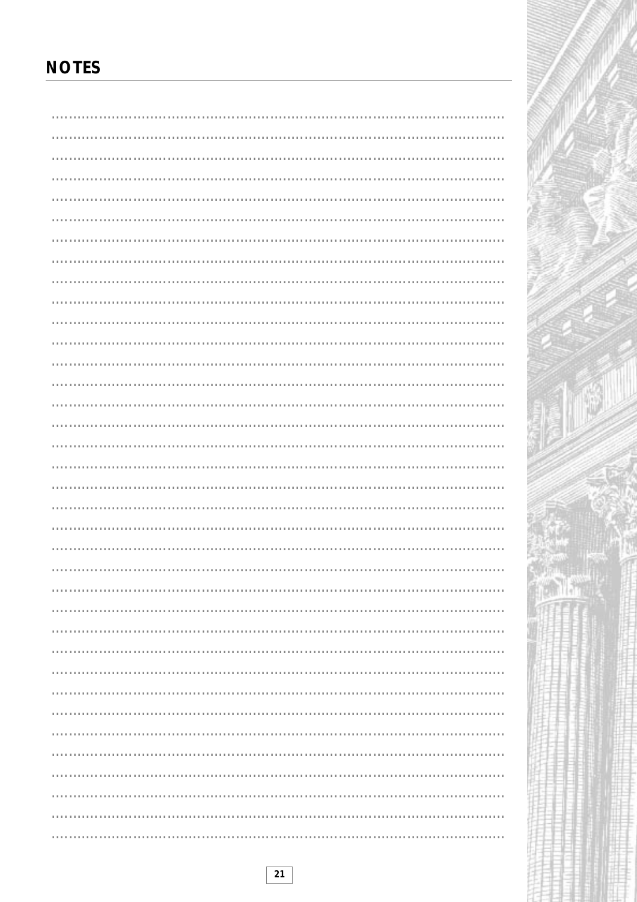## NOTES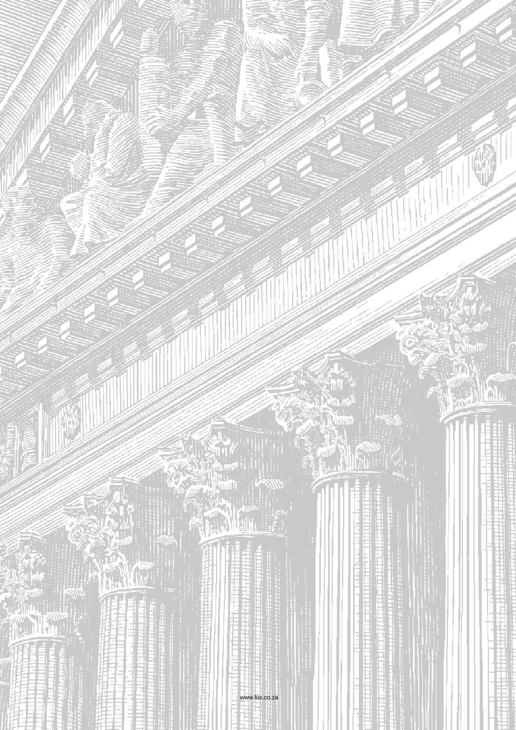www.fox.co.za